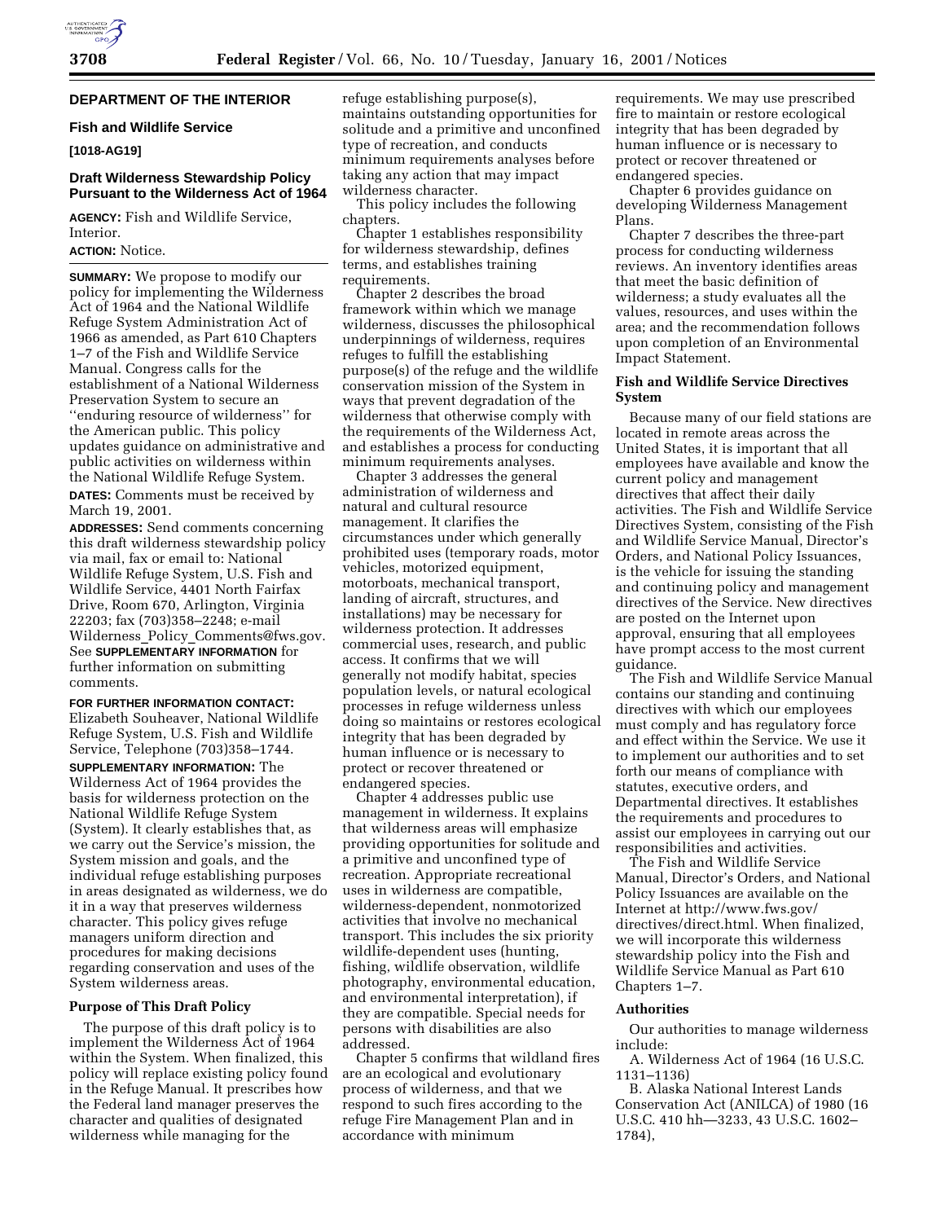## DEPARTMENT OF THE INTERIOR

### Fish and Wildlife Service

**[1018-AG19]**

### Draft Wilderness Stewardship Policy Pursuant to the Wilderness Act of 1964

**AGENCY:** Fish and Wildlife Service, Interior.

**ACTION:** Notice.

**SUMMARY:** We propose to modify our policy for implementing the Wilderness Act of 1964 and the National Wildlife Refuge System Administration Act of 1966 as amended, as Part 610 Chapters 1–7 of the Fish and Wildlife Service Manual. Congress calls for the establishment of a National Wilderness Preservation System to secure an ''enduring resource of wilderness'' for the American public. This policy updates guidance on administrative and public activities on wilderness within the National Wildlife Refuge System.

**DATES:** Comments must be received by March 19, 2001.

**ADDRESSES:** Send comments concerning this draft wilderness stewardship policy via mail, fax or email to: National Wildlife Refuge System, U.S. Fish and Wildlife Service, 4401 North Fairfax Drive, Room 670, Arlington, Virginia 22203; fax (703)358–2248; e-mail Wilderness_Policy_Comments@fws.gov. See **SUPPLEMENTARY INFORMATION** for further information on submitting comments.

**FOR FURTHER INFORMATION CONTACT:** Elizabeth Souheaver, National Wildlife Refuge System, U.S. Fish and Wildlife Service, Telephone (703)358–1744.

**SUPPLEMENTARY INFORMATION:** The Wilderness Act of 1964 provides the basis for wilderness protection on the National Wildlife Refuge System (System). It clearly establishes that, as we carry out the Service's mission, the System mission and goals, and the individual refuge establishing purposes in areas designated as wilderness, we do it in a way that preserves wilderness character. This policy gives refuge managers uniform direction and procedures for making decisions regarding conservation and uses of the System wilderness areas.

#### Purpose of This Draft Policy

The purpose of this draft policy is to implement the Wilderness Act of 1964 within the System. When finalized, this policy will replace existing policy found in the Refuge Manual. It prescribes how the Federal land manager preserves the character and qualities of designated wilderness while managing for the refuge establishing purpose(s), maintains outstanding opportunities for solitude and a primitive and unconfined type of recreation, and conducts minimum requirements analyses before taking any action that may impact wilderness character.

This policy includes the following chapters.

Chapter 1 establishes responsibility for wilderness stewardship, defines terms, and establishes training requirements.

Chapter 2 describes the broad framework within which we manage wilderness, discusses the philosophical underpinnings of wilderness, requires refuges to fulfill the establishing purpose(s) of the refuge and the wildlife conservation mission of the System in ways that prevent degradation of the wilderness that otherwise comply with the requirements of the Wilderness Act, and establishes a process for conducting minimum requirements analyses.

Chapter 3 addresses the general administration of wilderness and natural and cultural resource management. It clarifies the circumstances under which generally prohibited uses (temporary roads, motor vehicles, motorized equipment, motorboats, mechanical transport, landing of aircraft, structures, and installations) may be necessary for wilderness protection. It addresses commercial uses, research, and public access. It confirms that we will generally not modify habitat, species population levels, or natural ecological processes in refuge wilderness unless doing so maintains or restores ecological integrity that has been degraded by human influence or is necessary to protect or recover threatened or endangered species.

Chapter 4 addresses public use management in wilderness. It explains that wilderness areas will emphasize providing opportunities for solitude and a primitive and unconfined type of recreation. Appropriate recreational uses in wilderness are compatible, wilderness-dependent, nonmotorized activities that involve no mechanical transport. This includes the six priority wildlife-dependent uses (hunting, fishing, wildlife observation, wildlife photography, environmental education, and environmental interpretation), if they are compatible. Special needs for persons with disabilities are also addressed.

Chapter 5 confirms that wildland fires are an ecological and evolutionary process of wilderness, and that we respond to such fires according to the refuge Fire Management Plan and in accordance with minimum requirements. We may use prescribed fire to maintain or restore ecological integrity that has been degraded by human influence or is necessary to protect or recover threatened or endangered species.

Chapter 6 provides guidance on developing Wilderness Management Plans.

Chapter 7 describes the three-part process for conducting wilderness reviews. An inventory identifies areas that meet the basic definition of wilderness; a study evaluates all the values, resources, and uses within the area; and the recommendation follows upon completion of an Environmental Impact Statement.

#### Fish and Wildlife Service Directives System

Because many of our field stations are located in remote areas across the United States, it is important that all employees have available and know the current policy and management directives that affect their daily activities. The Fish and Wildlife Service Directives System, consisting of the Fish and Wildlife Service Manual, Director's Orders, and National Policy Issuances, is the vehicle for issuing the standing and continuing policy and management directives of the Service. New directives are posted on the Internet upon approval, ensuring that all employees have prompt access to the most current guidance.

The Fish and Wildlife Service Manual contains our standing and continuing directives with which our employees must comply and has regulatory force and effect within the Service. We use it to implement our authorities and to set forth our means of compliance with statutes, executive orders, and Departmental directives. It establishes the requirements and procedures to assist our employees in carrying out our responsibilities and activities.

The Fish and Wildlife Service Manual, Director's Orders, and National Policy Issuances are available on the Internet at http://www.fws.gov/directives/direct.html. When finalized, we will incorporate this wilderness stewardship policy into the Fish and Wildlife Service Manual as Part 610 Chapters 1–7.

#### Authorities

Our authorities to manage wilderness include:

A. Wilderness Act of 1964 (16 U.S.C. 1131–1136)

B. Alaska National Interest Lands Conservation Act (ANILCA) of 1980 (16 U.S.C. 410 hh—3233, 43 U.S.C. 1602–1784),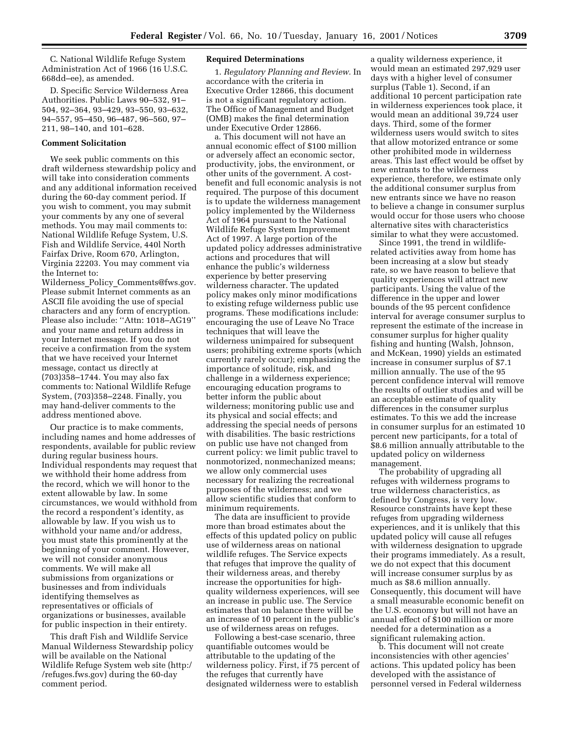C. National Wildlife Refuge System Administration Act of 1966 (16 U.S.C. 668dd–ee), as amended.

D. Specific Service Wilderness Area Authorities. Public Laws 90–532, 91–504, 92–364, 93–429, 93–550, 93–632, 94–557, 95–450, 96–487, 96–560, 97–211, 98–140, and 101–628.

**Comment Solicitation**

We seek public comments on this draft wilderness stewardship policy and will take into consideration comments and any additional information received during the 60-day comment period. If you wish to comment, you may submit your comments by any one of several methods. You may mail comments to: National Wildlife Refuge System, U.S. Fish and Wildlife Service, 440l North Fairfax Drive, Room 670, Arlington, Virginia 22203. You may comment via the Internet to: Wilderness_Policy_Comments@fws.gov. Please submit Internet comments as an ASCII file avoiding the use of special characters and any form of encryption. Please also include: ''Attn: 1018–AG19'' and your name and return address in your Internet message. If you do not receive a confirmation from the system that we have received your Internet message, contact us directly at (703)358–1744. You may also fax comments to: National Wildlife Refuge System, (703)358–2248. Finally, you may hand-deliver comments to the address mentioned above.

Our practice is to make comments, including names and home addresses of respondents, available for public review during regular business hours. Individual respondents may request that we withhold their home address from the record, which we will honor to the extent allowable by law. In some circumstances, we would withhold from the record a respondent's identity, as allowable by law. If you wish us to withhold your name and/or address, you must state this prominently at the beginning of your comment. However, we will not consider anonymous comments. We will make all submissions from organizations or businesses and from individuals identifying themselves as representatives or officials of organizations or businesses, available for public inspection in their entirety.

This draft Fish and Wildlife Service Manual Wilderness Stewardship policy will be available on the National Wildlife Refuge System web site (http://refuges.fws.gov) during the 60-day comment period.

**Required Determinations**

1. *Regulatory Planning and Review.* In accordance with the criteria in Executive Order 12866, this document is not a significant regulatory action. The Office of Management and Budget (OMB) makes the final determination under Executive Order 12866.

a. This document will not have an annual economic effect of $100 million or adversely affect an economic sector, productivity, jobs, the environment, or other units of the government. A cost-benefit and full economic analysis is not required. The purpose of this document is to update the wilderness management policy implemented by the Wilderness Act of 1964 pursuant to the National Wildlife Refuge System Improvement Act of 1997. A large portion of the updated policy addresses administrative actions and procedures that will enhance the public's wilderness experience by better preserving wilderness character. The updated policy makes only minor modifications to existing refuge wilderness public use programs. These modifications include: encouraging the use of Leave No Trace techniques that will leave the wilderness unimpaired for subsequent users; prohibiting extreme sports (which currently rarely occur); emphasizing the importance of solitude, risk, and challenge in a wilderness experience; encouraging education programs to better inform the public about wilderness; monitoring public use and its physical and social effects; and addressing the special needs of persons with disabilities. The basic restrictions on public use have not changed from current policy: we limit public travel to nonmotorized, nonmechanized means; we allow only commercial uses necessary for realizing the recreational purposes of the wilderness; and we allow scientific studies that conform to minimum requirements.

The data are insufficient to provide more than broad estimates about the effects of this updated policy on public use of wilderness areas on national wildlife refuges. The Service expects that refuges that improve the quality of their wilderness areas, and thereby increase the opportunities for high-quality wilderness experiences, will see an increase in public use. The Service estimates that on balance there will be an increase of 10 percent in the public's use of wilderness areas on refuges.

Following a best-case scenario, three quantifiable outcomes would be attributable to the updating of the wilderness policy. First, if 75 percent of the refuges that currently have designated wilderness were to establish a quality wilderness experience, it would mean an estimated 297,929 user days with a higher level of consumer surplus (Table 1). Second, if an additional 10 percent participation rate in wilderness experiences took place, it would mean an additional 39,724 user days. Third, some of the former wilderness users would switch to sites that allow motorized entrance or some other prohibited mode in wilderness areas. This last effect would be offset by new entrants to the wilderness experience, therefore, we estimate only the additional consumer surplus from new entrants since we have no reason to believe a change in consumer surplus would occur for those users who choose alternative sites with characteristics similar to what they were accustomed.

Since 1991, the trend in wildlife-related activities away from home has been increasing at a slow but steady rate, so we have reason to believe that quality experiences will attract new participants. Using the value of the difference in the upper and lower bounds of the 95 percent confidence interval for average consumer surplus to represent the estimate of the increase in consumer surplus for higher quality fishing and hunting (Walsh, Johnson, and McKean, 1990) yields an estimated increase in consumer surplus of $7.1 million annually. The use of the 95 percent confidence interval will remove the results of outlier studies and will be an acceptable estimate of quality differences in the consumer surplus estimates. To this we add the increase in consumer surplus for an estimated 10 percent new participants, for a total of $8.6 million annually attributable to the updated policy on wilderness management.

The probability of upgrading all refuges with wilderness programs to true wilderness characteristics, as defined by Congress, is very low. Resource constraints have kept these refuges from upgrading wilderness experiences, and it is unlikely that this updated policy will cause all refuges with wilderness designation to upgrade their programs immediately. As a result, we do not expect that this document will increase consumer surplus by as much as $8.6 million annually. Consequently, this document will have a small measurable economic benefit on the U.S. economy but will not have an annual effect of $100 million or more needed for a determination as a significant rulemaking action.

b. This document will not create inconsistencies with other agencies' actions. This updated policy has been developed with the assistance of personnel versed in Federal wilderness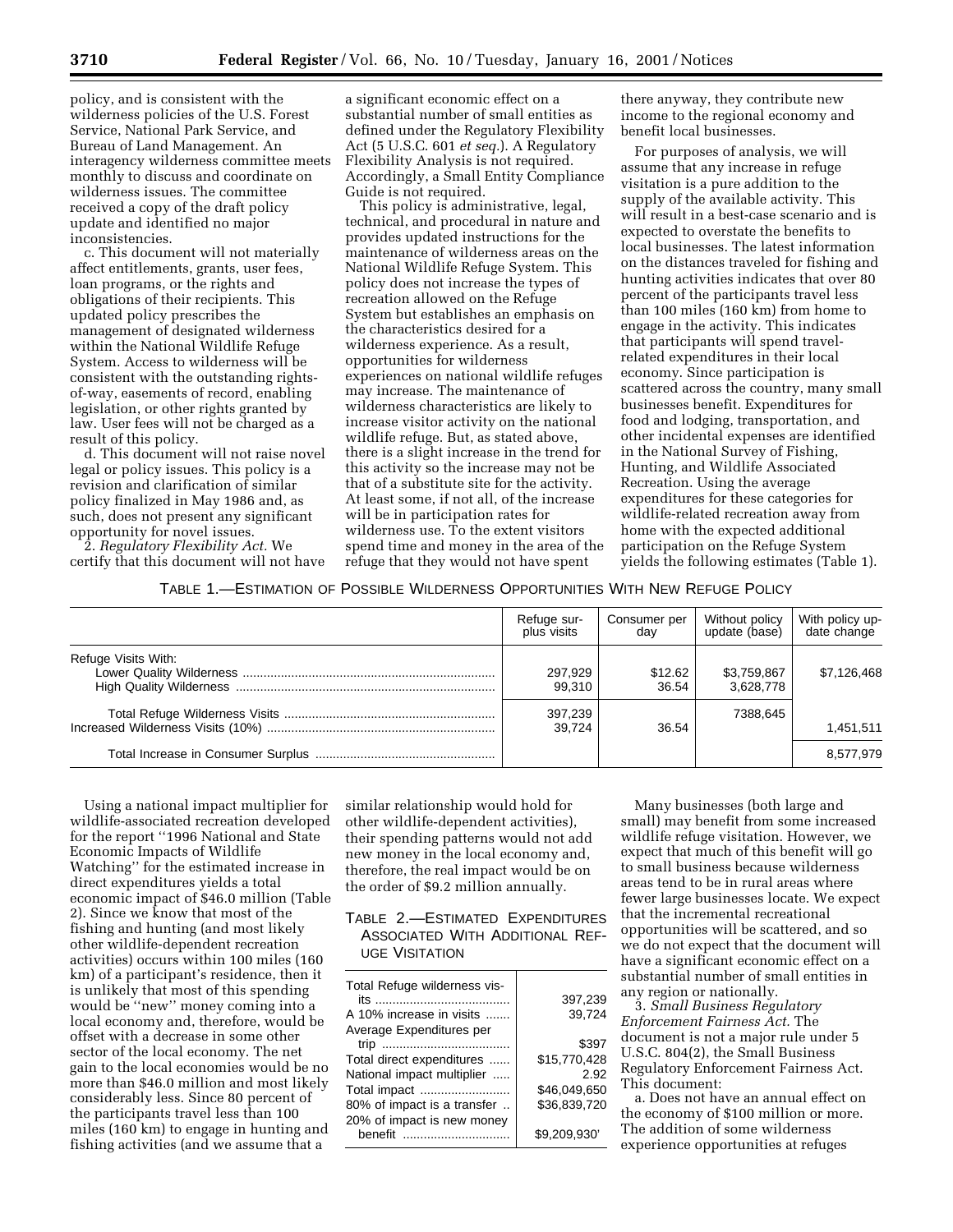policy, and is consistent with the wilderness policies of the U.S. Forest Service, National Park Service, and Bureau of Land Management. An interagency wilderness committee meets monthly to discuss and coordinate on wilderness issues. The committee received a copy of the draft policy update and identified no major inconsistencies.

c. This document will not materially affect entitlements, grants, user fees, loan programs, or the rights and obligations of their recipients. This updated policy prescribes the management of designated wilderness within the National Wildlife Refuge System. Access to wilderness will be consistent with the outstanding rights-of-way, easements of record, enabling legislation, or other rights granted by law. User fees will not be charged as a result of this policy.

d. This document will not raise novel legal or policy issues. This policy is a revision and clarification of similar policy finalized in May 1986 and, as such, does not present any significant opportunity for novel issues.

2. *Regulatory Flexibility Act.* We certify that this document will not have a significant economic effect on a substantial number of small entities as defined under the Regulatory Flexibility Act (5 U.S.C. 601 *et seq.*). A Regulatory Flexibility Analysis is not required. Accordingly, a Small Entity Compliance Guide is not required.

This policy is administrative, legal, technical, and procedural in nature and provides updated instructions for the maintenance of wilderness areas on the National Wildlife Refuge System. This policy does not increase the types of recreation allowed on the Refuge System but establishes an emphasis on the characteristics desired for a wilderness experience. As a result, opportunities for wilderness experiences on national wildlife refuges may increase. The maintenance of wilderness characteristics are likely to increase visitor activity on the national wildlife refuge. But, as stated above, there is a slight increase in the trend for this activity so the increase may not be that of a substitute site for the activity. At least some, if not all, of the increase will be in participation rates for wilderness use. To the extent visitors spend time and money in the area of the refuge that they would not have spent there anyway, they contribute new income to the regional economy and benefit local businesses.

For purposes of analysis, we will assume that any increase in refuge visitation is a pure addition to the supply of the available activity. This will result in a best-case scenario and is expected to overstate the benefits to local businesses. The latest information on the distances traveled for fishing and hunting activities indicates that over 80 percent of the participants travel less than 100 miles (160 km) from home to engage in the activity. This indicates that participants will spend travel-related expenditures in their local economy. Since participation is scattered across the country, many small businesses benefit. Expenditures for food and lodging, transportation, and other incidental expenses are identified in the National Survey of Fishing, Hunting, and Wildlife Associated Recreation. Using the average expenditures for these categories for wildlife-related recreation away from home with the expected additional participation on the Refuge System yields the following estimates (Table 1).

TABLE 1.—ESTIMATION OF POSSIBLE WILDERNESS OPPORTUNITIES WITH NEW REFUGE POLICY

| | Refuge surplus visits | Consumer per day | Without policy update (base) | With policy update change |
|---|---|---|---|---|
| Refuge Visits With: | | | | |
| Lower Quality Wilderness | 297,929 | $12.62 | $3,759,867 | $7,126,468 |
| High Quality Wilderness | 99,310 | 36.54 | 3,628,778 | |
| Total Refuge Wilderness Visits | 397,239 | | 7388,645 | |
| Increased Wilderness Visits (10%) | 39,724 | 36.54 | | 1,451,511 |
| Total Increase in Consumer Surplus | | | | 8,577,979 |

Using a national impact multiplier for wildlife-associated recreation developed for the report "1996 National and State Economic Impacts of Wildlife Watching" for the estimated increase in direct expenditures yields a total economic impact of $46.0 million (Table 2). Since we know that most of the fishing and hunting (and most likely other wildlife-dependent recreation activities) occurs within 100 miles (160 km) of a participant's residence, then it is unlikely that most of this spending would be "new" money coming into a local economy and, therefore, would be offset with a decrease in some other sector of the local economy. The net gain to the local economies would be no more than $46.0 million and most likely considerably less. Since 80 percent of the participants travel less than 100 miles (160 km) to engage in hunting and fishing activities (and we assume that a similar relationship would hold for other wildlife-dependent activities), their spending patterns would not add new money in the local economy and, therefore, the real impact would be on the order of $9.2 million annually.

TABLE 2.—ESTIMATED EXPENDITURES ASSOCIATED WITH ADDITIONAL REFUGE VISITATION

| | |
|---|---|
| Total Refuge wilderness visits | 397,239 |
| A 10% increase in visits | 39,724 |
| Average Expenditures per trip | $397 |
| Total direct expenditures | $15,770,428 |
| National impact multiplier | 2.92 |
| Total impact | $46,049,650 |
| 80% of impact is a transfer | $36,839,720 |
| 20% of impact is new money benefit | $9,209,930' |

Many businesses (both large and small) may benefit from some increased wildlife refuge visitation. However, we expect that much of this benefit will go to small business because wilderness areas tend to be in rural areas where fewer large businesses locate. We expect that the incremental recreational opportunities will be scattered, and so we do not expect that the document will have a significant economic effect on a substantial number of small entities in any region or nationally.

3. *Small Business Regulatory Enforcement Fairness Act.* The document is not a major rule under 5 U.S.C. 804(2), the Small Business Regulatory Enforcement Fairness Act. This document:

a. Does not have an annual effect on the economy of $100 million or more. The addition of some wilderness experience opportunities at refuges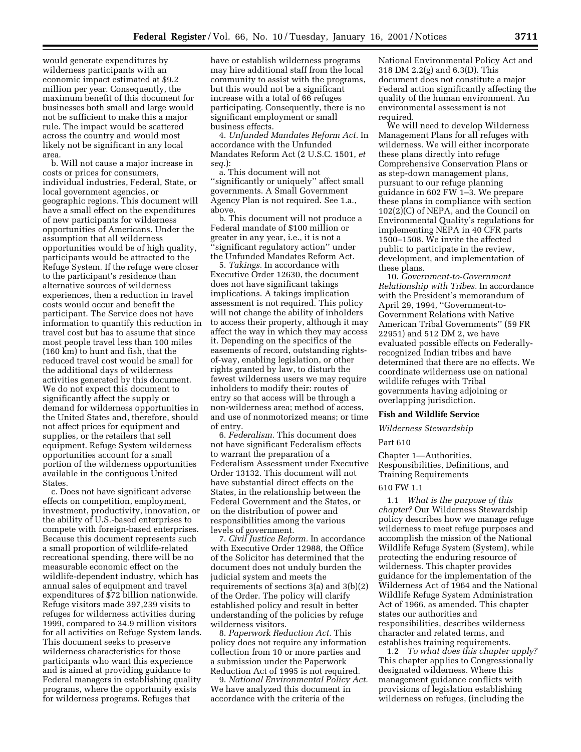would generate expenditures by wilderness participants with an economic impact estimated at $9.2 million per year. Consequently, the maximum benefit of this document for businesses both small and large would not be sufficient to make this a major rule. The impact would be scattered across the country and would most likely not be significant in any local area.

b. Will not cause a major increase in costs or prices for consumers, individual industries, Federal, State, or local government agencies, or geographic regions. This document will have a small effect on the expenditures of new participants for wilderness opportunities of Americans. Under the assumption that all wilderness opportunities would be of high quality, participants would be attracted to the Refuge System. If the refuge were closer to the participant's residence than alternative sources of wilderness experiences, then a reduction in travel costs would occur and benefit the participant. The Service does not have information to quantify this reduction in travel cost but has to assume that since most people travel less than 100 miles (160 km) to hunt and fish, that the reduced travel cost would be small for the additional days of wilderness activities generated by this document. We do not expect this document to significantly affect the supply or demand for wilderness opportunities in the United States and, therefore, should not affect prices for equipment and supplies, or the retailers that sell equipment. Refuge System wilderness opportunities account for a small portion of the wilderness opportunities available in the contiguous United States.

c. Does not have significant adverse effects on competition, employment, investment, productivity, innovation, or the ability of U.S.-based enterprises to compete with foreign-based enterprises. Because this document represents such a small proportion of wildlife-related recreational spending, there will be no measurable economic effect on the wildlife-dependent industry, which has annual sales of equipment and travel expenditures of $72 billion nationwide. Refuge visitors made 397,239 visits to refuges for wilderness activities during 1999, compared to 34.9 million visitors for all activities on Refuge System lands. This document seeks to preserve wilderness characteristics for those participants who want this experience and is aimed at providing guidance to Federal managers in establishing quality programs, where the opportunity exists for wilderness programs. Refuges that have or establish wilderness programs may hire additional staff from the local community to assist with the programs, but this would not be a significant increase with a total of 66 refuges participating. Consequently, there is no significant employment or small business effects.

4. *Unfunded Mandates Reform Act.* In accordance with the Unfunded Mandates Reform Act (2 U.S.C. 1501, *et seq.*):

a. This document will not ''significantly or uniquely'' affect small governments. A Small Government Agency Plan is not required. See 1.a., above.

b. This document will not produce a Federal mandate of $100 million or greater in any year, i.e., it is not a ''significant regulatory action'' under the Unfunded Mandates Reform Act.

5. *Takings.* In accordance with Executive Order 12630, the document does not have significant takings implications. A takings implication assessment is not required. This policy will not change the ability of inholders to access their property, although it may affect the way in which they may access it. Depending on the specifics of the easements of record, outstanding rights-of-way, enabling legislation, or other rights granted by law, to disturb the fewest wilderness users we may require inholders to modify their: routes of entry so that access will be through a non-wilderness area; method of access, and use of nonmotorized means; or time of entry.

6. *Federalism.* This document does not have significant Federalism effects to warrant the preparation of a Federalism Assessment under Executive Order 13132. This document will not have substantial direct effects on the States, in the relationship between the Federal Government and the States, or on the distribution of power and responsibilities among the various levels of government.

7. *Civil Justice Reform.* In accordance with Executive Order 12988, the Office of the Solicitor has determined that the document does not unduly burden the judicial system and meets the requirements of sections 3(a) and 3(b)(2) of the Order. The policy will clarify established policy and result in better understanding of the policies by refuge wilderness visitors.

8. *Paperwork Reduction Act.* This policy does not require any information collection from 10 or more parties and a submission under the Paperwork Reduction Act of 1995 is not required.

9. *National Environmental Policy Act.* We have analyzed this document in accordance with the criteria of the National Environmental Policy Act and 318 DM 2.2(g) and 6.3(D). This document does not constitute a major Federal action significantly affecting the quality of the human environment. An environmental assessment is not required.

We will need to develop Wilderness Management Plans for all refuges with wilderness. We will either incorporate these plans directly into refuge Comprehensive Conservation Plans or as step-down management plans, pursuant to our refuge planning guidance in 602 FW 1–3. We prepare these plans in compliance with section 102(2)(C) of NEPA, and the Council on Environmental Quality's regulations for implementing NEPA in 40 CFR parts 1500–1508. We invite the affected public to participate in the review, development, and implementation of these plans.

10. *Government-to-Government Relationship with Tribes.* In accordance with the President's memorandum of April 29, 1994, ''Government-to-Government Relations with Native American Tribal Governments'' (59 FR 22951) and 512 DM 2, we have evaluated possible effects on Federally-recognized Indian tribes and have determined that there are no effects. We coordinate wilderness use on national wildlife refuges with Tribal governments having adjoining or overlapping jurisdiction.

**Fish and Wildlife Service**

*Wilderness Stewardship*

Part 610

Chapter 1—Authorities, Responsibilities, Definitions, and Training Requirements

610 FW 1.1

1.1 *What is the purpose of this chapter?* Our Wilderness Stewardship policy describes how we manage refuge wilderness to meet refuge purposes and accomplish the mission of the National Wildlife Refuge System (System), while protecting the enduring resource of wilderness. This chapter provides guidance for the implementation of the Wilderness Act of 1964 and the National Wildlife Refuge System Administration Act of 1966, as amended. This chapter states our authorities and responsibilities, describes wilderness character and related terms, and establishes training requirements.

1.2 *To what does this chapter apply?* This chapter applies to Congressionally designated wilderness. Where this management guidance conflicts with provisions of legislation establishing wilderness on refuges, (including the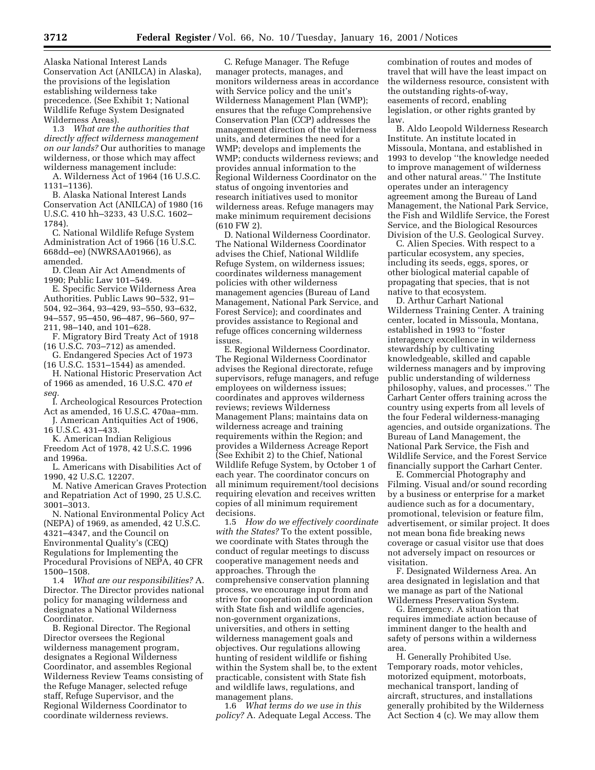Alaska National Interest Lands Conservation Act (ANILCA) in Alaska), the provisions of the legislation establishing wilderness take precedence. (See Exhibit 1; National Wildlife Refuge System Designated Wilderness Areas).

1.3 *What are the authorities that directly affect wilderness management on our lands?* Our authorities to manage wilderness, or those which may affect wilderness management include:

A. Wilderness Act of 1964 (16 U.S.C. 1131–1136).

B. Alaska National Interest Lands Conservation Act (ANILCA) of 1980 (16 U.S.C. 410 hh–3233, 43 U.S.C. 1602–1784).

C. National Wildlife Refuge System Administration Act of 1966 (16 U.S.C. 668dd–ee) (NWRSAA01966), as amended.

D. Clean Air Act Amendments of 1990; Public Law 101–549.

E. Specific Service Wilderness Area Authorities. Public Laws 90–532, 91–504, 92–364, 93–429, 93–550, 93–632, 94–557, 95–450, 96–487, 96–560, 97–211, 98–140, and 101–628.

F. Migratory Bird Treaty Act of 1918 (16 U.S.C. 703–712) as amended.

G. Endangered Species Act of 1973 (16 U.S.C. 1531–1544) as amended.

H. National Historic Preservation Act of 1966 as amended, 16 U.S.C. 470 *et seq.*

I. Archeological Resources Protection Act as amended, 16 U.S.C. 470aa–mm.

J. American Antiquities Act of 1906, 16 U.S.C. 431–433.

K. American Indian Religious Freedom Act of 1978, 42 U.S.C. 1996 and 1996a.

L. Americans with Disabilities Act of 1990, 42 U.S.C. 12207.

M. Native American Graves Protection and Repatriation Act of 1990, 25 U.S.C. 3001–3013.

N. National Environmental Policy Act (NEPA) of 1969, as amended, 42 U.S.C. 4321–4347, and the Council on Environmental Quality's (CEQ) Regulations for Implementing the Procedural Provisions of NEPA, 40 CFR 1500–1508.

1.4 *What are our responsibilities?* A. Director. The Director provides national policy for managing wilderness and designates a National Wilderness Coordinator.

B. Regional Director. The Regional Director oversees the Regional wilderness management program, designates a Regional Wilderness Coordinator, and assembles Regional Wilderness Review Teams consisting of the Refuge Manager, selected refuge staff, Refuge Supervisor, and the Regional Wilderness Coordinator to coordinate wilderness reviews.

C. Refuge Manager. The Refuge manager protects, manages, and monitors wilderness areas in accordance with Service policy and the unit's Wilderness Management Plan (WMP); ensures that the refuge Comprehensive Conservation Plan (CCP) addresses the management direction of the wilderness units, and determines the need for a WMP; develops and implements the WMP; conducts wilderness reviews; and provides annual information to the Regional Wilderness Coordinator on the status of ongoing inventories and research initiatives used to monitor wilderness areas. Refuge managers may make minimum requirement decisions (610 FW 2).

D. National Wilderness Coordinator. The National Wilderness Coordinator advises the Chief, National Wildlife Refuge System, on wilderness issues; coordinates wilderness management policies with other wilderness management agencies (Bureau of Land Management, National Park Service, and Forest Service); and coordinates and provides assistance to Regional and refuge offices concerning wilderness issues.

E. Regional Wilderness Coordinator. The Regional Wilderness Coordinator advises the Regional directorate, refuge supervisors, refuge managers, and refuge employees on wilderness issues; coordinates and approves wilderness reviews; reviews Wilderness Management Plans; maintains data on wilderness acreage and training requirements within the Region; and provides a Wilderness Acreage Report (See Exhibit 2) to the Chief, National Wildlife Refuge System, by October 1 of each year. The coordinator concurs on all minimum requirement/tool decisions requiring elevation and receives written copies of all minimum requirement decisions.

1.5 *How do we effectively coordinate with the States?* To the extent possible, we coordinate with States through the conduct of regular meetings to discuss cooperative management needs and approaches. Through the comprehensive conservation planning process, we encourage input from and strive for cooperation and coordination with State fish and wildlife agencies, non-government organizations, universities, and others in setting wilderness management goals and objectives. Our regulations allowing hunting of resident wildlife or fishing within the System shall be, to the extent practicable, consistent with State fish and wildlife laws, regulations, and management plans.

1.6 *What terms do we use in this policy?* A. Adequate Legal Access. The combination of routes and modes of travel that will have the least impact on the wilderness resource, consistent with the outstanding rights-of-way, easements of record, enabling legislation, or other rights granted by law.

B. Aldo Leopold Wilderness Research Institute. An institute located in Missoula, Montana, and established in 1993 to develop "the knowledge needed to improve management of wilderness and other natural areas." The Institute operates under an interagency agreement among the Bureau of Land Management, the National Park Service, the Fish and Wildlife Service, the Forest Service, and the Biological Resources Division of the U.S. Geological Survey.

C. Alien Species. With respect to a particular ecosystem, any species, including its seeds, eggs, spores, or other biological material capable of propagating that species, that is not native to that ecosystem.

D. Arthur Carhart National Wilderness Training Center. A training center, located in Missoula, Montana, established in 1993 to "foster interagency excellence in wilderness stewardship by cultivating knowledgeable, skilled and capable wilderness managers and by improving public understanding of wilderness philosophy, values, and processes." The Carhart Center offers training across the country using experts from all levels of the four Federal wilderness-managing agencies, and outside organizations. The Bureau of Land Management, the National Park Service, the Fish and Wildlife Service, and the Forest Service financially support the Carhart Center.

E. Commercial Photography and Filming. Visual and/or sound recording by a business or enterprise for a market audience such as for a documentary, promotional, television or feature film, advertisement, or similar project. It does not mean bona fide breaking news coverage or casual visitor use that does not adversely impact on resources or visitation.

F. Designated Wilderness Area. An area designated in legislation and that we manage as part of the National Wilderness Preservation System.

G. Emergency. A situation that requires immediate action because of imminent danger to the health and safety of persons within a wilderness area.

H. Generally Prohibited Use. Temporary roads, motor vehicles, motorized equipment, motorboats, mechanical transport, landing of aircraft, structures, and installations generally prohibited by the Wilderness Act Section 4 (c). We may allow them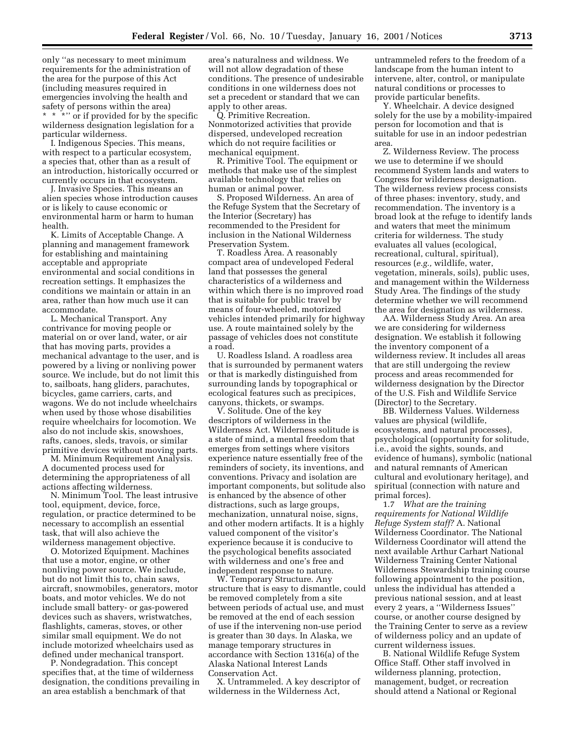only ''as necessary to meet minimum requirements for the administration of the area for the purpose of this Act (including measures required in emergencies involving the health and safety of persons within the area) * * *'' or if provided for by the specific wilderness designation legislation for a particular wilderness.

I. Indigenous Species. This means, with respect to a particular ecosystem, a species that, other than as a result of an introduction, historically occurred or currently occurs in that ecosystem.

J. Invasive Species. This means an alien species whose introduction causes or is likely to cause economic or environmental harm or harm to human health.

K. Limits of Acceptable Change. A planning and management framework for establishing and maintaining acceptable and appropriate environmental and social conditions in recreation settings. It emphasizes the conditions we maintain or attain in an area, rather than how much use it can accommodate.

L. Mechanical Transport. Any contrivance for moving people or material on or over land, water, or air that has moving parts, provides a mechanical advantage to the user, and is powered by a living or nonliving power source. We include, but do not limit this to, sailboats, hang gliders, parachutes, bicycles, game carriers, carts, and wagons. We do not include wheelchairs when used by those whose disabilities require wheelchairs for locomotion. We also do not include skis, snowshoes, rafts, canoes, sleds, travois, or similar primitive devices without moving parts.

M. Minimum Requirement Analysis. A documented process used for determining the appropriateness of all actions affecting wilderness.

N. Minimum Tool. The least intrusive tool, equipment, device, force, regulation, or practice determined to be necessary to accomplish an essential task, that will also achieve the wilderness management objective.

O. Motorized Equipment. Machines that use a motor, engine, or other nonliving power source. We include, but do not limit this to, chain saws, aircraft, snowmobiles, generators, motor boats, and motor vehicles. We do not include small battery- or gas-powered devices such as shavers, wristwatches, flashlights, cameras, stoves, or other similar small equipment. We do not include motorized wheelchairs used as defined under mechanical transport.

P. Nondegradation. This concept specifies that, at the time of wilderness designation, the conditions prevailing in an area establish a benchmark of that area's naturalness and wildness. We will not allow degradation of these conditions. The presence of undesirable conditions in one wilderness does not set a precedent or standard that we can apply to other areas.

Q. Primitive Recreation. Nonmotorized activities that provide dispersed, undeveloped recreation which do not require facilities or mechanical equipment.

R. Primitive Tool. The equipment or methods that make use of the simplest available technology that relies on human or animal power.

S. Proposed Wilderness. An area of the Refuge System that the Secretary of the Interior (Secretary) has recommended to the President for inclusion in the National Wilderness Preservation System.

T. Roadless Area. A reasonably compact area of undeveloped Federal land that possesses the general characteristics of a wilderness and within which there is no improved road that is suitable for public travel by means of four-wheeled, motorized vehicles intended primarily for highway use. A route maintained solely by the passage of vehicles does not constitute a road.

U. Roadless Island. A roadless area that is surrounded by permanent waters or that is markedly distinguished from surrounding lands by topographical or ecological features such as precipices, canyons, thickets, or swamps.

V. Solitude. One of the key descriptors of wilderness in the Wilderness Act. Wilderness solitude is a state of mind, a mental freedom that emerges from settings where visitors experience nature essentially free of the reminders of society, its inventions, and conventions. Privacy and isolation are important components, but solitude also is enhanced by the absence of other distractions, such as large groups, mechanization, unnatural noise, signs, and other modern artifacts. It is a highly valued component of the visitor's experience because it is conducive to the psychological benefits associated with wilderness and one's free and independent response to nature.

W. Temporary Structure. Any structure that is easy to dismantle, could be removed completely from a site between periods of actual use, and must be removed at the end of each session of use if the intervening non-use period is greater than 30 days. In Alaska, we manage temporary structures in accordance with Section 1316(a) of the Alaska National Interest Lands Conservation Act.

X. Untrammeled. A key descriptor of wilderness in the Wilderness Act, untrammeled refers to the freedom of a landscape from the human intent to intervene, alter, control, or manipulate natural conditions or processes to provide particular benefits.

Y. Wheelchair. A device designed solely for the use by a mobility-impaired person for locomotion and that is suitable for use in an indoor pedestrian area.

Z. Wilderness Review. The process we use to determine if we should recommend System lands and waters to Congress for wilderness designation. The wilderness review process consists of three phases: inventory, study, and recommendation. The inventory is a broad look at the refuge to identify lands and waters that meet the minimum criteria for wilderness. The study evaluates all values (ecological, recreational, cultural, spiritual), resources (*e.g.,* wildlife, water, vegetation, minerals, soils), public uses, and management within the Wilderness Study Area. The findings of the study determine whether we will recommend the area for designation as wilderness.

AA. Wilderness Study Area. An area we are considering for wilderness designation. We establish it following the inventory component of a wilderness review. It includes all areas that are still undergoing the review process and areas recommended for wilderness designation by the Director of the U.S. Fish and Wildlife Service (Director) to the Secretary.

BB. Wilderness Values. Wilderness values are physical (wildlife, ecosystems, and natural processes), psychological (opportunity for solitude, i.e., avoid the sights, sounds, and evidence of humans), symbolic (national and natural remnants of American cultural and evolutionary heritage), and spiritual (connection with nature and primal forces).

1.7 *What are the training requirements for National Wildlife Refuge System staff?* A. National Wilderness Coordinator. The National Wilderness Coordinator will attend the next available Arthur Carhart National Wilderness Training Center National Wilderness Stewardship training course following appointment to the position, unless the individual has attended a previous national session, and at least every 2 years, a ''Wilderness Issues'' course, or another course designed by the Training Center to serve as a review of wilderness policy and an update of current wilderness issues.

B. National Wildlife Refuge System Office Staff. Other staff involved in wilderness planning, protection, management, budget, or recreation should attend a National or Regional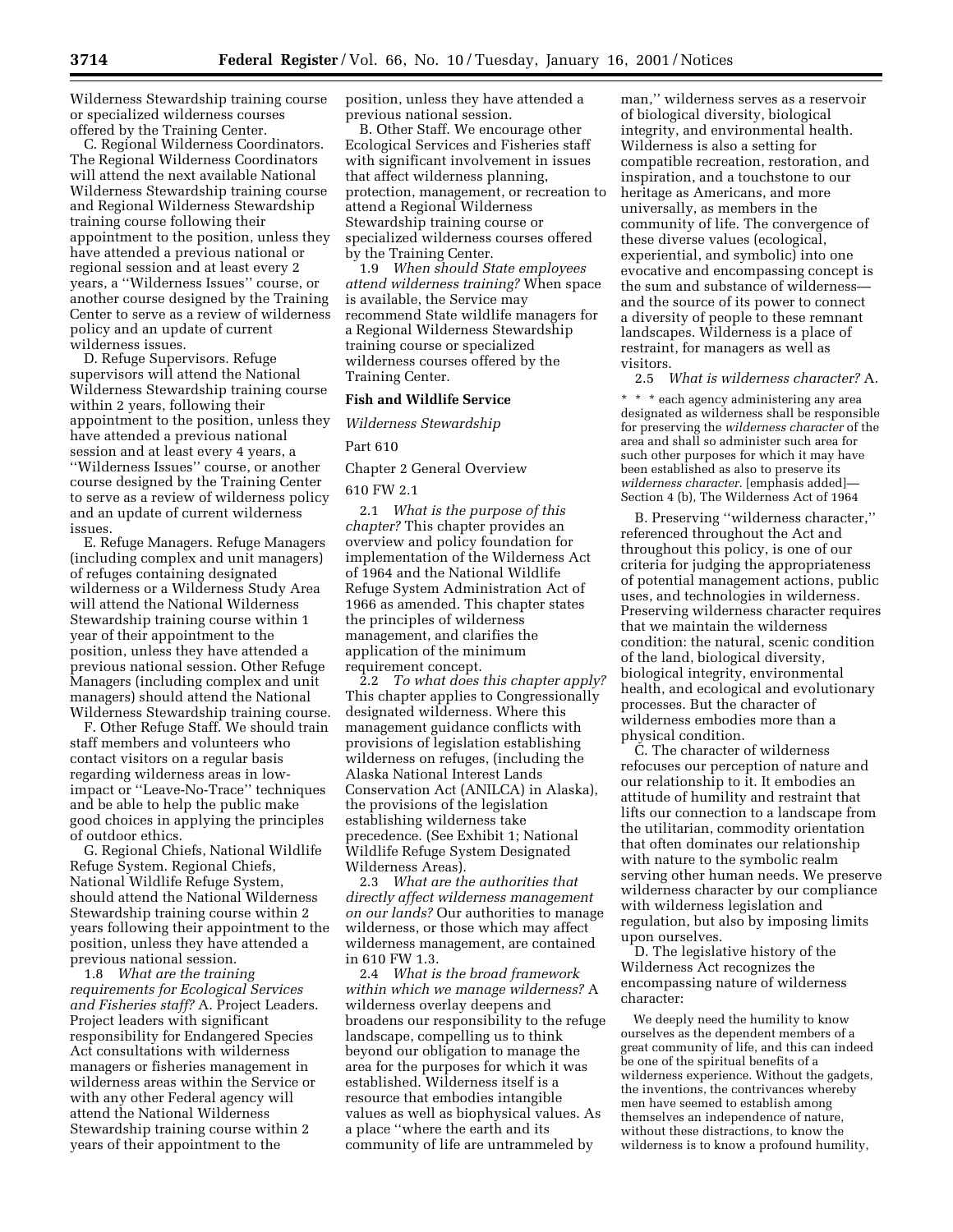Wilderness Stewardship training course or specialized wilderness courses offered by the Training Center.

C. Regional Wilderness Coordinators. The Regional Wilderness Coordinators will attend the next available National Wilderness Stewardship training course and Regional Wilderness Stewardship training course following their appointment to the position, unless they have attended a previous national or regional session and at least every 2 years, a ''Wilderness Issues'' course, or another course designed by the Training Center to serve as a review of wilderness policy and an update of current wilderness issues.

D. Refuge Supervisors. Refuge supervisors will attend the National Wilderness Stewardship training course within 2 years, following their appointment to the position, unless they have attended a previous national session and at least every 4 years, a ''Wilderness Issues'' course, or another course designed by the Training Center to serve as a review of wilderness policy and an update of current wilderness issues.

E. Refuge Managers. Refuge Managers (including complex and unit managers) of refuges containing designated wilderness or a Wilderness Study Area will attend the National Wilderness Stewardship training course within 1 year of their appointment to the position, unless they have attended a previous national session. Other Refuge Managers (including complex and unit managers) should attend the National Wilderness Stewardship training course.

F. Other Refuge Staff. We should train staff members and volunteers who contact visitors on a regular basis regarding wilderness areas in low-impact or ''Leave-No-Trace'' techniques and be able to help the public make good choices in applying the principles of outdoor ethics.

G. Regional Chiefs, National Wildlife Refuge System. Regional Chiefs, National Wildlife Refuge System, should attend the National Wilderness Stewardship training course within 2 years following their appointment to the position, unless they have attended a previous national session.

1.8 *What are the training requirements for Ecological Services and Fisheries staff?* A. Project Leaders. Project leaders with significant responsibility for Endangered Species Act consultations with wilderness managers or fisheries management in wilderness areas within the Service or with any other Federal agency will attend the National Wilderness Stewardship training course within 2 years of their appointment to the position, unless they have attended a previous national session.

B. Other Staff. We encourage other Ecological Services and Fisheries staff with significant involvement in issues that affect wilderness planning, protection, management, or recreation to attend a Regional Wilderness Stewardship training course or specialized wilderness courses offered by the Training Center.

1.9 *When should State employees attend wilderness training?* When space is available, the Service may recommend State wildlife managers for a Regional Wilderness Stewardship training course or specialized wilderness courses offered by the Training Center.

**Fish and Wildlife Service**

*Wilderness Stewardship*

Part 610

Chapter 2 General Overview

610 FW 2.1

2.1 *What is the purpose of this chapter?* This chapter provides an overview and policy foundation for implementation of the Wilderness Act of 1964 and the National Wildlife Refuge System Administration Act of 1966 as amended. This chapter states the principles of wilderness management, and clarifies the application of the minimum requirement concept.

2.2 *To what does this chapter apply?* This chapter applies to Congressionally designated wilderness. Where this management guidance conflicts with provisions of legislation establishing wilderness on refuges, (including the Alaska National Interest Lands Conservation Act (ANILCA) in Alaska), the provisions of the legislation establishing wilderness take precedence. (See Exhibit 1; National Wildlife Refuge System Designated Wilderness Areas).

2.3 *What are the authorities that directly affect wilderness management on our lands?* Our authorities to manage wilderness, or those which may affect wilderness management, are contained in 610 FW 1.3.

2.4 *What is the broad framework within which we manage wilderness?* A wilderness overlay deepens and broadens our responsibility to the refuge landscape, compelling us to think beyond our obligation to manage the area for the purposes for which it was established. Wilderness itself is a resource that embodies intangible values as well as biophysical values. As a place ''where the earth and its community of life are untrammeled by man,'' wilderness serves as a reservoir of biological diversity, biological integrity, and environmental health. Wilderness is also a setting for compatible recreation, restoration, and inspiration, and a touchstone to our heritage as Americans, and more universally, as members in the community of life. The convergence of these diverse values (ecological, experiential, and symbolic) into one evocative and encompassing concept is the sum and substance of wilderness—and the source of its power to connect a diversity of people to these remnant landscapes. Wilderness is a place of restraint, for managers as well as visitors.

2.5 *What is wilderness character?* A.

> * * * each agency administering any area designated as wilderness shall be responsible for preserving the *wilderness character* of the area and shall so administer such area for such other purposes for which it may have been established as also to preserve its *wilderness character*. [emphasis added]—Section 4 (b), The Wilderness Act of 1964

B. Preserving ''wilderness character,'' referenced throughout the Act and throughout this policy, is one of our criteria for judging the appropriateness of potential management actions, public uses, and technologies in wilderness. Preserving wilderness character requires that we maintain the wilderness condition: the natural, scenic condition of the land, biological diversity, biological integrity, environmental health, and ecological and evolutionary processes. But the character of wilderness embodies more than a physical condition.

C. The character of wilderness refocuses our perception of nature and our relationship to it. It embodies an attitude of humility and restraint that lifts our connection to a landscape from the utilitarian, commodity orientation that often dominates our relationship with nature to the symbolic realm serving other human needs. We preserve wilderness character by our compliance with wilderness legislation and regulation, but also by imposing limits upon ourselves.

D. The legislative history of the Wilderness Act recognizes the encompassing nature of wilderness character:

> We deeply need the humility to know ourselves as the dependent members of a great community of life, and this can indeed be one of the spiritual benefits of a wilderness experience. Without the gadgets, the inventions, the contrivances whereby men have seemed to establish among themselves an independence of nature, without these distractions, to know the wilderness is to know a profound humility,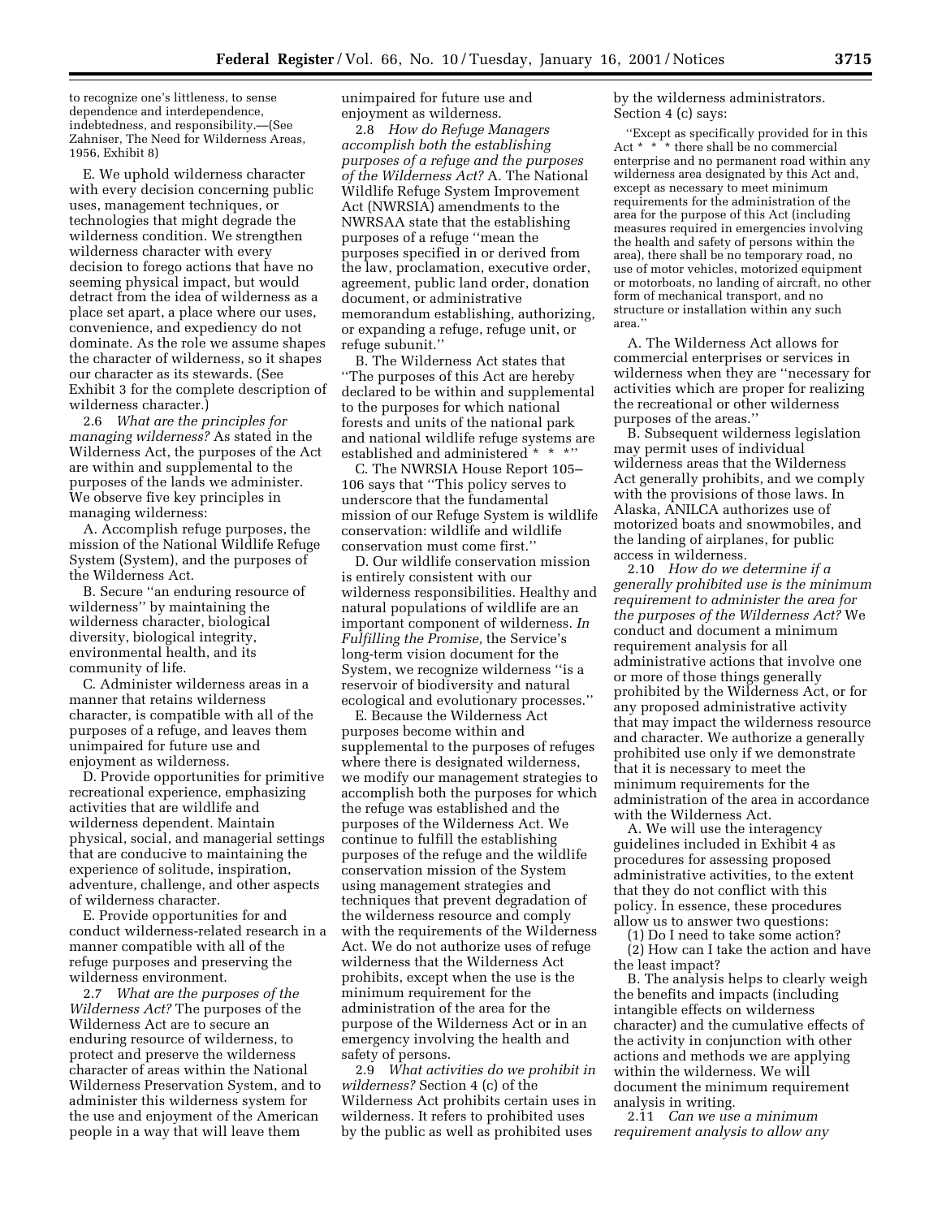to recognize one's littleness, to sense dependence and interdependence, indebtedness, and responsibility.—(See Zahniser, The Need for Wilderness Areas, 1956, Exhibit 8)

E. We uphold wilderness character with every decision concerning public uses, management techniques, or technologies that might degrade the wilderness condition. We strengthen wilderness character with every decision to forego actions that have no seeming physical impact, but would detract from the idea of wilderness as a place set apart, a place where our uses, convenience, and expediency do not dominate. As the role we assume shapes the character of wilderness, so it shapes our character as its stewards. (See Exhibit 3 for the complete description of wilderness character.)

2.6 *What are the principles for managing wilderness?* As stated in the Wilderness Act, the purposes of the Act are within and supplemental to the purposes of the lands we administer. We observe five key principles in managing wilderness:

A. Accomplish refuge purposes, the mission of the National Wildlife Refuge System (System), and the purposes of the Wilderness Act.

B. Secure ''an enduring resource of wilderness'' by maintaining the wilderness character, biological diversity, biological integrity, environmental health, and its community of life.

C. Administer wilderness areas in a manner that retains wilderness character, is compatible with all of the purposes of a refuge, and leaves them unimpaired for future use and enjoyment as wilderness.

D. Provide opportunities for primitive recreational experience, emphasizing activities that are wildlife and wilderness dependent. Maintain physical, social, and managerial settings that are conducive to maintaining the experience of solitude, inspiration, adventure, challenge, and other aspects of wilderness character.

E. Provide opportunities for and conduct wilderness-related research in a manner compatible with all of the refuge purposes and preserving the wilderness environment.

2.7 *What are the purposes of the Wilderness Act?* The purposes of the Wilderness Act are to secure an enduring resource of wilderness, to protect and preserve the wilderness character of areas within the National Wilderness Preservation System, and to administer this wilderness system for the use and enjoyment of the American people in a way that will leave them unimpaired for future use and enjoyment as wilderness.

2.8 *How do Refuge Managers accomplish both the establishing purposes of a refuge and the purposes of the Wilderness Act?* A. The National Wildlife Refuge System Improvement Act (NWRSIA) amendments to the NWRSAA state that the establishing purposes of a refuge ''mean the purposes specified in or derived from the law, proclamation, executive order, agreement, public land order, donation document, or administrative memorandum establishing, authorizing, or expanding a refuge, refuge unit, or refuge subunit.''

B. The Wilderness Act states that ''The purposes of this Act are hereby declared to be within and supplemental to the purposes for which national forests and units of the national park and national wildlife refuge systems are established and administered * * *''

C. The NWRSIA House Report 105–106 says that ''This policy serves to underscore that the fundamental mission of our Refuge System is wildlife conservation: wildlife and wildlife conservation must come first.''

D. Our wildlife conservation mission is entirely consistent with our wilderness responsibilities. Healthy and natural populations of wildlife are an important component of wilderness. *In Fulfilling the Promise,* the Service's long-term vision document for the System, we recognize wilderness ''is a reservoir of biodiversity and natural ecological and evolutionary processes.''

E. Because the Wilderness Act purposes become within and supplemental to the purposes of refuges where there is designated wilderness, we modify our management strategies to accomplish both the purposes for which the refuge was established and the purposes of the Wilderness Act. We continue to fulfill the establishing purposes of the refuge and the wildlife conservation mission of the System using management strategies and techniques that prevent degradation of the wilderness resource and comply with the requirements of the Wilderness Act. We do not authorize uses of refuge wilderness that the Wilderness Act prohibits, except when the use is the minimum requirement for the administration of the area for the purpose of the Wilderness Act or in an emergency involving the health and safety of persons.

2.9 *What activities do we prohibit in wilderness?* Section 4 (c) of the Wilderness Act prohibits certain uses in wilderness. It refers to prohibited uses by the public as well as prohibited uses by the wilderness administrators. Section 4 (c) says:

> ''Except as specifically provided for in this Act * * * there shall be no commercial enterprise and no permanent road within any wilderness area designated by this Act and, except as necessary to meet minimum requirements for the administration of the area for the purpose of this Act (including measures required in emergencies involving the health and safety of persons within the area), there shall be no temporary road, no use of motor vehicles, motorized equipment or motorboats, no landing of aircraft, no other form of mechanical transport, and no structure or installation within any such area.''

A. The Wilderness Act allows for commercial enterprises or services in wilderness when they are ''necessary for activities which are proper for realizing the recreational or other wilderness purposes of the areas.''

B. Subsequent wilderness legislation may permit uses of individual wilderness areas that the Wilderness Act generally prohibits, and we comply with the provisions of those laws. In Alaska, ANILCA authorizes use of motorized boats and snowmobiles, and the landing of airplanes, for public access in wilderness.

2.10 *How do we determine if a generally prohibited use is the minimum requirement to administer the area for the purposes of the Wilderness Act?* We conduct and document a minimum requirement analysis for all administrative actions that involve one or more of those things generally prohibited by the Wilderness Act, or for any proposed administrative activity that may impact the wilderness resource and character. We authorize a generally prohibited use only if we demonstrate that it is necessary to meet the minimum requirements for the administration of the area in accordance with the Wilderness Act.

A. We will use the interagency guidelines included in Exhibit 4 as procedures for assessing proposed administrative activities, to the extent that they do not conflict with this policy. In essence, these procedures allow us to answer two questions:

(1) Do I need to take some action?

(2) How can I take the action and have the least impact?

B. The analysis helps to clearly weigh the benefits and impacts (including intangible effects on wilderness character) and the cumulative effects of the activity in conjunction with other actions and methods we are applying within the wilderness. We will document the minimum requirement analysis in writing.

2.11 *Can we use a minimum requirement analysis to allow any*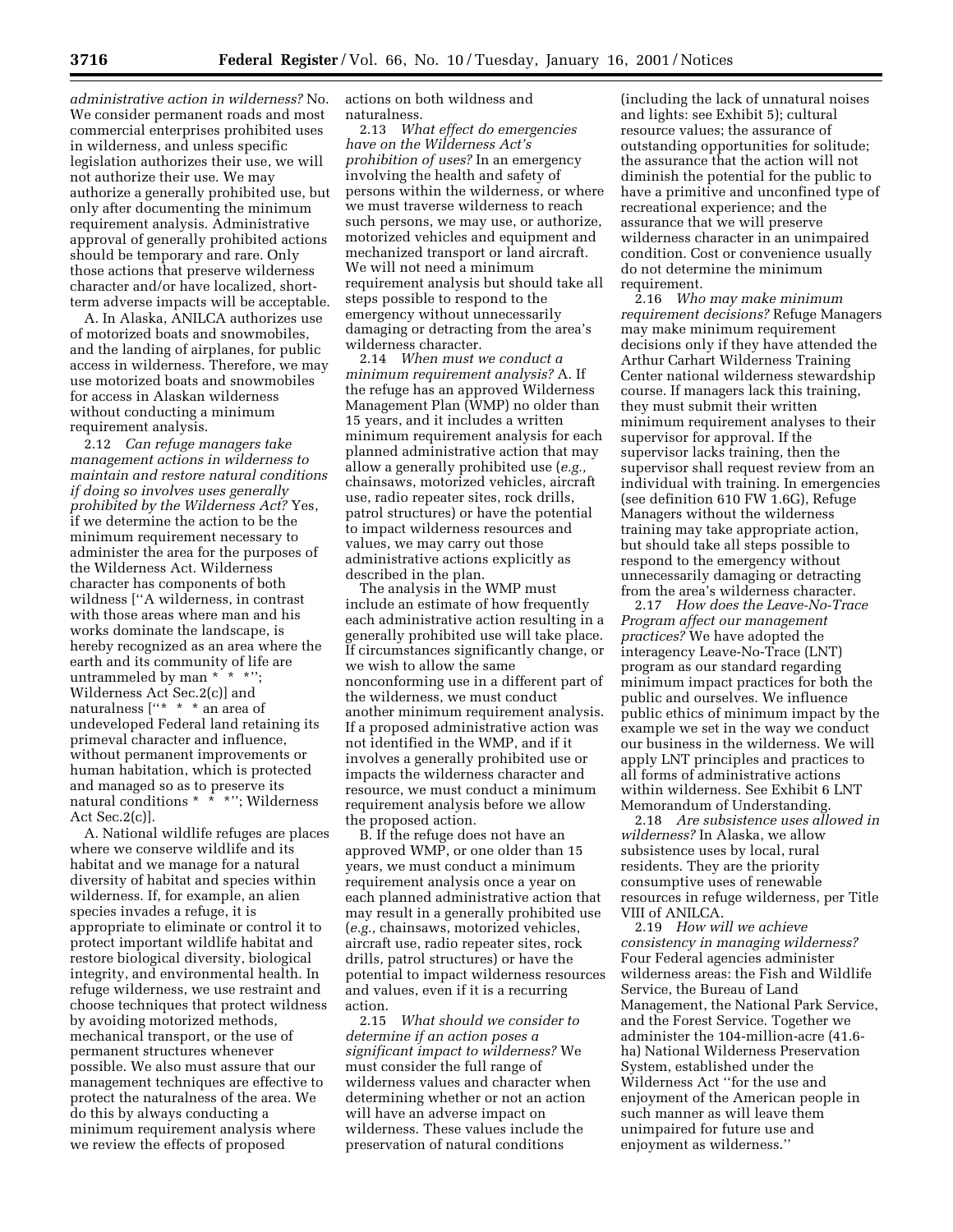*administrative action in wilderness?* No. We consider permanent roads and most commercial enterprises prohibited uses in wilderness, and unless specific legislation authorizes their use, we will not authorize their use. We may authorize a generally prohibited use, but only after documenting the minimum requirement analysis. Administrative approval of generally prohibited actions should be temporary and rare. Only those actions that preserve wilderness character and/or have localized, short-term adverse impacts will be acceptable.

A. In Alaska, ANILCA authorizes use of motorized boats and snowmobiles, and the landing of airplanes, for public access in wilderness. Therefore, we may use motorized boats and snowmobiles for access in Alaskan wilderness without conducting a minimum requirement analysis.

2.12 *Can refuge managers take management actions in wilderness to maintain and restore natural conditions if doing so involves uses generally prohibited by the Wilderness Act?* Yes, if we determine the action to be the minimum requirement necessary to administer the area for the purposes of the Wilderness Act. Wilderness character has components of both wildness [''A wilderness, in contrast with those areas where man and his works dominate the landscape, is hereby recognized as an area where the earth and its community of life are untrammeled by man * * *''; Wilderness Act Sec.2(c)] and naturalness [''* * * an area of undeveloped Federal land retaining its primeval character and influence, without permanent improvements or human habitation, which is protected and managed so as to preserve its natural conditions * * *''; Wilderness Act Sec.2(c)].

A. National wildlife refuges are places where we conserve wildlife and its habitat and we manage for a natural diversity of habitat and species within wilderness. If, for example, an alien species invades a refuge, it is appropriate to eliminate or control it to protect important wildlife habitat and restore biological diversity, biological integrity, and environmental health. In refuge wilderness, we use restraint and choose techniques that protect wildness by avoiding motorized methods, mechanical transport, or the use of permanent structures whenever possible. We also must assure that our management techniques are effective to protect the naturalness of the area. We do this by always conducting a minimum requirement analysis where we review the effects of proposed actions on both wildness and naturalness.

2.13 *What effect do emergencies have on the Wilderness Act's prohibition of uses?* In an emergency involving the health and safety of persons within the wilderness, or where we must traverse wilderness to reach such persons, we may use, or authorize, motorized vehicles and equipment and mechanized transport or land aircraft. We will not need a minimum requirement analysis but should take all steps possible to respond to the emergency without unnecessarily damaging or detracting from the area's wilderness character.

2.14 *When must we conduct a minimum requirement analysis?* A. If the refuge has an approved Wilderness Management Plan (WMP) no older than 15 years, and it includes a written minimum requirement analysis for each planned administrative action that may allow a generally prohibited use (*e.g.,* chainsaws, motorized vehicles, aircraft use, radio repeater sites, rock drills, patrol structures) or have the potential to impact wilderness resources and values, we may carry out those administrative actions explicitly as described in the plan.

The analysis in the WMP must include an estimate of how frequently each administrative action resulting in a generally prohibited use will take place. If circumstances significantly change, or we wish to allow the same nonconforming use in a different part of the wilderness, we must conduct another minimum requirement analysis. If a proposed administrative action was not identified in the WMP, and if it involves a generally prohibited use or impacts the wilderness character and resource, we must conduct a minimum requirement analysis before we allow the proposed action.

B. If the refuge does not have an approved WMP, or one older than 15 years, we must conduct a minimum requirement analysis once a year on each planned administrative action that may result in a generally prohibited use (*e.g.,* chainsaws, motorized vehicles, aircraft use, radio repeater sites, rock drills, patrol structures) or have the potential to impact wilderness resources and values, even if it is a recurring action.

2.15 *What should we consider to determine if an action poses a significant impact to wilderness?* We must consider the full range of wilderness values and character when determining whether or not an action will have an adverse impact on wilderness. These values include the preservation of natural conditions (including the lack of unnatural noises and lights: see Exhibit 5); cultural resource values; the assurance of outstanding opportunities for solitude; the assurance that the action will not diminish the potential for the public to have a primitive and unconfined type of recreational experience; and the assurance that we will preserve wilderness character in an unimpaired condition. Cost or convenience usually do not determine the minimum requirement.

2.16 *Who may make minimum requirement decisions?* Refuge Managers may make minimum requirement decisions only if they have attended the Arthur Carhart Wilderness Training Center national wilderness stewardship course. If managers lack this training, they must submit their written minimum requirement analyses to their supervisor for approval. If the supervisor lacks training, then the supervisor shall request review from an individual with training. In emergencies (see definition 610 FW 1.6G), Refuge Managers without the wilderness training may take appropriate action, but should take all steps possible to respond to the emergency without unnecessarily damaging or detracting from the area's wilderness character.

2.17 *How does the Leave-No-Trace Program affect our management practices?* We have adopted the interagency Leave-No-Trace (LNT) program as our standard regarding minimum impact practices for both the public and ourselves. We influence public ethics of minimum impact by the example we set in the way we conduct our business in the wilderness. We will apply LNT principles and practices to all forms of administrative actions within wilderness. See Exhibit 6 LNT Memorandum of Understanding.

2.18 *Are subsistence uses allowed in wilderness?* In Alaska, we allow subsistence uses by local, rural residents. They are the priority consumptive uses of renewable resources in refuge wilderness, per Title VIII of ANILCA.

2.19 *How will we achieve consistency in managing wilderness?* Four Federal agencies administer wilderness areas: the Fish and Wildlife Service, the Bureau of Land Management, the National Park Service, and the Forest Service. Together we administer the 104-million-acre (41.6-ha) National Wilderness Preservation System, established under the Wilderness Act ''for the use and enjoyment of the American people in such manner as will leave them unimpaired for future use and enjoyment as wilderness.''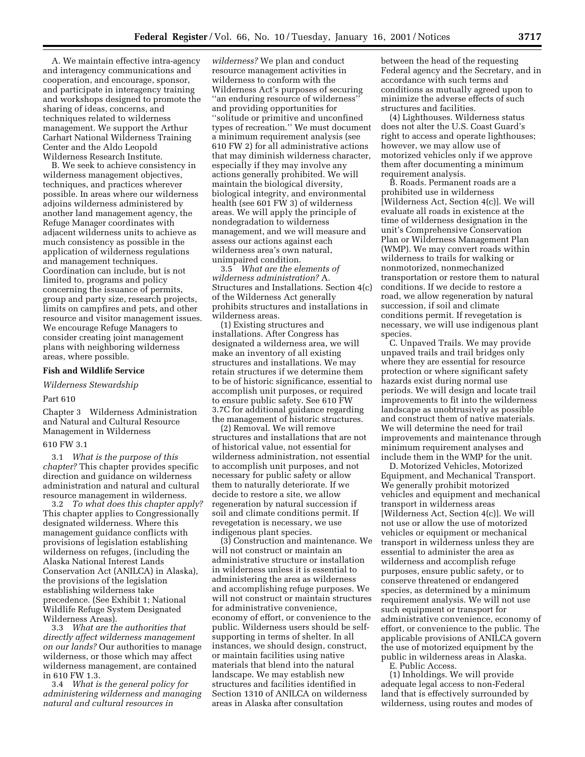A. We maintain effective intra-agency and interagency communications and cooperation, and encourage, sponsor, and participate in interagency training and workshops designed to promote the sharing of ideas, concerns, and techniques related to wilderness management. We support the Arthur Carhart National Wilderness Training Center and the Aldo Leopold Wilderness Research Institute.

B. We seek to achieve consistency in wilderness management objectives, techniques, and practices wherever possible. In areas where our wilderness adjoins wilderness administered by another land management agency, the Refuge Manager coordinates with adjacent wilderness units to achieve as much consistency as possible in the application of wilderness regulations and management techniques. Coordination can include, but is not limited to, programs and policy concerning the issuance of permits, group and party size, research projects, limits on campfires and pets, and other resource and visitor management issues. We encourage Refuge Managers to consider creating joint management plans with neighboring wilderness areas, where possible.

**Fish and Wildlife Service**

*Wilderness Stewardship*

Part 610

Chapter 3 Wilderness Administration and Natural and Cultural Resource Management in Wilderness

610 FW 3.1

3.1 *What is the purpose of this chapter?* This chapter provides specific direction and guidance on wilderness administration and natural and cultural resource management in wilderness.

3.2 *To what does this chapter apply?* This chapter applies to Congressionally designated wilderness. Where this management guidance conflicts with provisions of legislation establishing wilderness on refuges, (including the Alaska National Interest Lands Conservation Act (ANILCA) in Alaska), the provisions of the legislation establishing wilderness take precedence. (See Exhibit 1; National Wildlife Refuge System Designated Wilderness Areas).

3.3 *What are the authorities that directly affect wilderness management on our lands?* Our authorities to manage wilderness, or those which may affect wilderness management, are contained in 610 FW 1.3.

3.4 *What is the general policy for administering wilderness and managing natural and cultural resources in wilderness?* We plan and conduct resource management activities in wilderness to conform with the Wilderness Act's purposes of securing "an enduring resource of wilderness" and providing opportunities for "solitude or primitive and unconfined types of recreation." We must document a minimum requirement analysis (see 610 FW 2) for all administrative actions that may diminish wilderness character, especially if they may involve any actions generally prohibited. We will maintain the biological diversity, biological integrity, and environmental health (see 601 FW 3) of wilderness areas. We will apply the principle of nondegradation to wilderness management, and we will measure and assess our actions against each wilderness area's own natural, unimpaired condition.

3.5 *What are the elements of wilderness administration?* A. Structures and Installations. Section 4(c) of the Wilderness Act generally prohibits structures and installations in wilderness areas.

(1) Existing structures and installations. After Congress has designated a wilderness area, we will make an inventory of all existing structures and installations. We may retain structures if we determine them to be of historic significance, essential to accomplish unit purposes, or required to ensure public safety. See 610 FW 3.7C for additional guidance regarding the management of historic structures.

(2) Removal. We will remove structures and installations that are not of historical value, not essential for wilderness administration, not essential to accomplish unit purposes, and not necessary for public safety or allow them to naturally deteriorate. If we decide to restore a site, we allow regeneration by natural succession if soil and climate conditions permit. If revegetation is necessary, we use indigenous plant species.

(3) Construction and maintenance. We will not construct or maintain an administrative structure or installation in wilderness unless it is essential to administering the area as wilderness and accomplishing refuge purposes. We will not construct or maintain structures for administrative convenience, economy of effort, or convenience to the public. Wilderness users should be self-supporting in terms of shelter. In all instances, we should design, construct, or maintain facilities using native materials that blend into the natural landscape. We may establish new structures and facilities identified in Section 1310 of ANILCA on wilderness areas in Alaska after consultation between the head of the requesting Federal agency and the Secretary, and in accordance with such terms and conditions as mutually agreed upon to minimize the adverse effects of such structures and facilities.

(4) Lighthouses. Wilderness status does not alter the U.S. Coast Guard's right to access and operate lighthouses; however, we may allow use of motorized vehicles only if we approve them after documenting a minimum requirement analysis.

B. Roads. Permanent roads are a prohibited use in wilderness [Wilderness Act, Section 4(c)]. We will evaluate all roads in existence at the time of wilderness designation in the unit's Comprehensive Conservation Plan or Wilderness Management Plan (WMP). We may convert roads within wilderness to trails for walking or nonmotorized, nonmechanized transportation or restore them to natural conditions. If we decide to restore a road, we allow regeneration by natural succession, if soil and climate conditions permit. If revegetation is necessary, we will use indigenous plant species.

C. Unpaved Trails. We may provide unpaved trails and trail bridges only where they are essential for resource protection or where significant safety hazards exist during normal use periods. We will design and locate trail improvements to fit into the wilderness landscape as unobtrusively as possible and construct them of native materials. We will determine the need for trail improvements and maintenance through minimum requirement analyses and include them in the WMP for the unit.

D. Motorized Vehicles, Motorized Equipment, and Mechanical Transport. We generally prohibit motorized vehicles and equipment and mechanical transport in wilderness areas [Wilderness Act, Section 4(c)]. We will not use or allow the use of motorized vehicles or equipment or mechanical transport in wilderness unless they are essential to administer the area as wilderness and accomplish refuge purposes, ensure public safety, or to conserve threatened or endangered species, as determined by a minimum requirement analysis. We will not use such equipment or transport for administrative convenience, economy of effort, or convenience to the public. The applicable provisions of ANILCA govern the use of motorized equipment by the public in wilderness areas in Alaska.

E. Public Access.

(1) Inholdings. We will provide adequate legal access to non-Federal land that is effectively surrounded by wilderness, using routes and modes of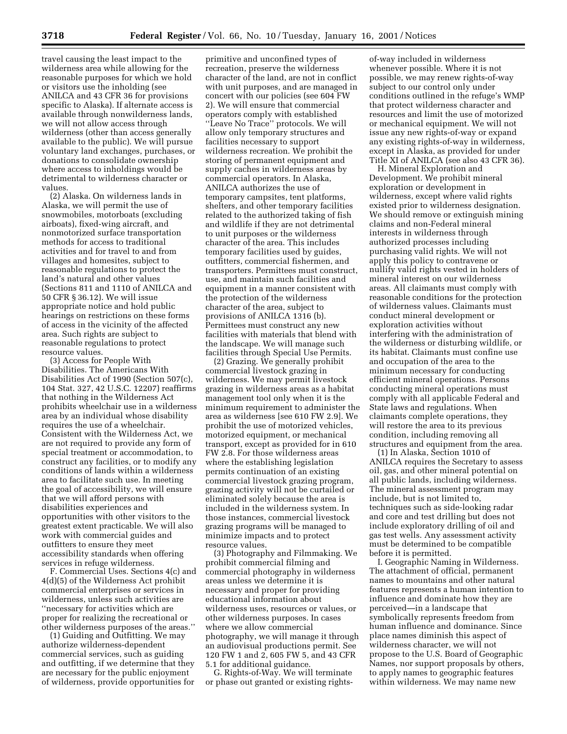travel causing the least impact to the wilderness area while allowing for the reasonable purposes for which we hold or visitors use the inholding (see ANILCA and 43 CFR 36 for provisions specific to Alaska). If alternate access is available through nonwilderness lands, we will not allow access through wilderness (other than access generally available to the public). We will pursue voluntary land exchanges, purchases, or donations to consolidate ownership where access to inholdings would be detrimental to wilderness character or values.

(2) Alaska. On wilderness lands in Alaska, we will permit the use of snowmobiles, motorboats (excluding airboats), fixed-wing aircraft, and nonmotorized surface transportation methods for access to traditional activities and for travel to and from villages and homesites, subject to reasonable regulations to protect the land's natural and other values (Sections 811 and 1110 of ANILCA and 50 CFR § 36.12). We will issue appropriate notice and hold public hearings on restrictions on these forms of access in the vicinity of the affected area. Such rights are subject to reasonable regulations to protect resource values.

(3) Access for People With Disabilities. The Americans With Disabilities Act of 1990 (Section 507(c), 104 Stat. 327, 42 U.S.C. 12207) reaffirms that nothing in the Wilderness Act prohibits wheelchair use in a wilderness area by an individual whose disability requires the use of a wheelchair. Consistent with the Wilderness Act, we are not required to provide any form of special treatment or accommodation, to construct any facilities, or to modify any conditions of lands within a wilderness area to facilitate such use. In meeting the goal of accessibility, we will ensure that we will afford persons with disabilities experiences and opportunities with other visitors to the greatest extent practicable. We will also work with commercial guides and outfitters to ensure they meet accessibility standards when offering services in refuge wilderness.

F. Commercial Uses. Sections 4(c) and 4(d)(5) of the Wilderness Act prohibit commercial enterprises or services in wilderness, unless such activities are "necessary for activities which are proper for realizing the recreational or other wilderness purposes of the areas."

(1) Guiding and Outfitting. We may authorize wilderness-dependent commercial services, such as guiding and outfitting, if we determine that they are necessary for the public enjoyment of wilderness, provide opportunities for primitive and unconfined types of recreation, preserve the wilderness character of the land, are not in conflict with unit purposes, and are managed in concert with our policies (see 604 FW 2). We will ensure that commercial operators comply with established "Leave No Trace" protocols. We will allow only temporary structures and facilities necessary to support wilderness recreation. We prohibit the storing of permanent equipment and supply caches in wilderness areas by commercial operators. In Alaska, ANILCA authorizes the use of temporary campsites, tent platforms, shelters, and other temporary facilities related to the authorized taking of fish and wildlife if they are not detrimental to unit purposes or the wilderness character of the area. This includes temporary facilities used by guides, outfitters, commercial fishermen, and transporters. Permittees must construct, use, and maintain such facilities and equipment in a manner consistent with the protection of the wilderness character of the area, subject to provisions of ANILCA 1316 (b). Permittees must construct any new facilities with materials that blend with the landscape. We will manage such facilities through Special Use Permits.

(2) Grazing. We generally prohibit commercial livestock grazing in wilderness. We may permit livestock grazing in wilderness areas as a habitat management tool only when it is the minimum requirement to administer the area as wilderness [see 610 FW 2.9]. We prohibit the use of motorized vehicles, motorized equipment, or mechanical transport, except as provided for in 610 FW 2.8. For those wilderness areas where the establishing legislation permits continuation of an existing commercial livestock grazing program, grazing activity will not be curtailed or eliminated solely because the area is included in the wilderness system. In those instances, commercial livestock grazing programs will be managed to minimize impacts and to protect resource values.

(3) Photography and Filmmaking. We prohibit commercial filming and commercial photography in wilderness areas unless we determine it is necessary and proper for providing educational information about wilderness uses, resources or values, or other wilderness purposes. In cases where we allow commercial photography, we will manage it through an audiovisual productions permit. See 120 FW 1 and 2, 605 FW 5, and 43 CFR 5.1 for additional guidance.

G. Rights-of-Way. We will terminate or phase out granted or existing rights-of-way included in wilderness whenever possible. Where it is not possible, we may renew rights-of-way subject to our control only under conditions outlined in the refuge's WMP that protect wilderness character and resources and limit the use of motorized or mechanical equipment. We will not issue any new rights-of-way or expand any existing rights-of-way in wilderness, except in Alaska, as provided for under Title XI of ANILCA (see also 43 CFR 36).

H. Mineral Exploration and Development. We prohibit mineral exploration or development in wilderness, except where valid rights existed prior to wilderness designation. We should remove or extinguish mining claims and non-Federal mineral interests in wilderness through authorized processes including purchasing valid rights. We will not apply this policy to contravene or nullify valid rights vested in holders of mineral interest on our wilderness areas. All claimants must comply with reasonable conditions for the protection of wilderness values. Claimants must conduct mineral development or exploration activities without interfering with the administration of the wilderness or disturbing wildlife, or its habitat. Claimants must confine use and occupation of the area to the minimum necessary for conducting efficient mineral operations. Persons conducting mineral operations must comply with all applicable Federal and State laws and regulations. When claimants complete operations, they will restore the area to its previous condition, including removing all structures and equipment from the area.

(1) In Alaska, Section 1010 of ANILCA requires the Secretary to assess oil, gas, and other mineral potential on all public lands, including wilderness. The mineral assessment program may include, but is not limited to, techniques such as side-looking radar and core and test drilling but does not include exploratory drilling of oil and gas test wells. Any assessment activity must be determined to be compatible before it is permitted.

I. Geographic Naming in Wilderness. The attachment of official, permanent names to mountains and other natural features represents a human intention to influence and dominate how they are perceived—in a landscape that symbolically represents freedom from human influence and dominance. Since place names diminish this aspect of wilderness character, we will not propose to the U.S. Board of Geographic Names, nor support proposals by others, to apply names to geographic features within wilderness. We may name new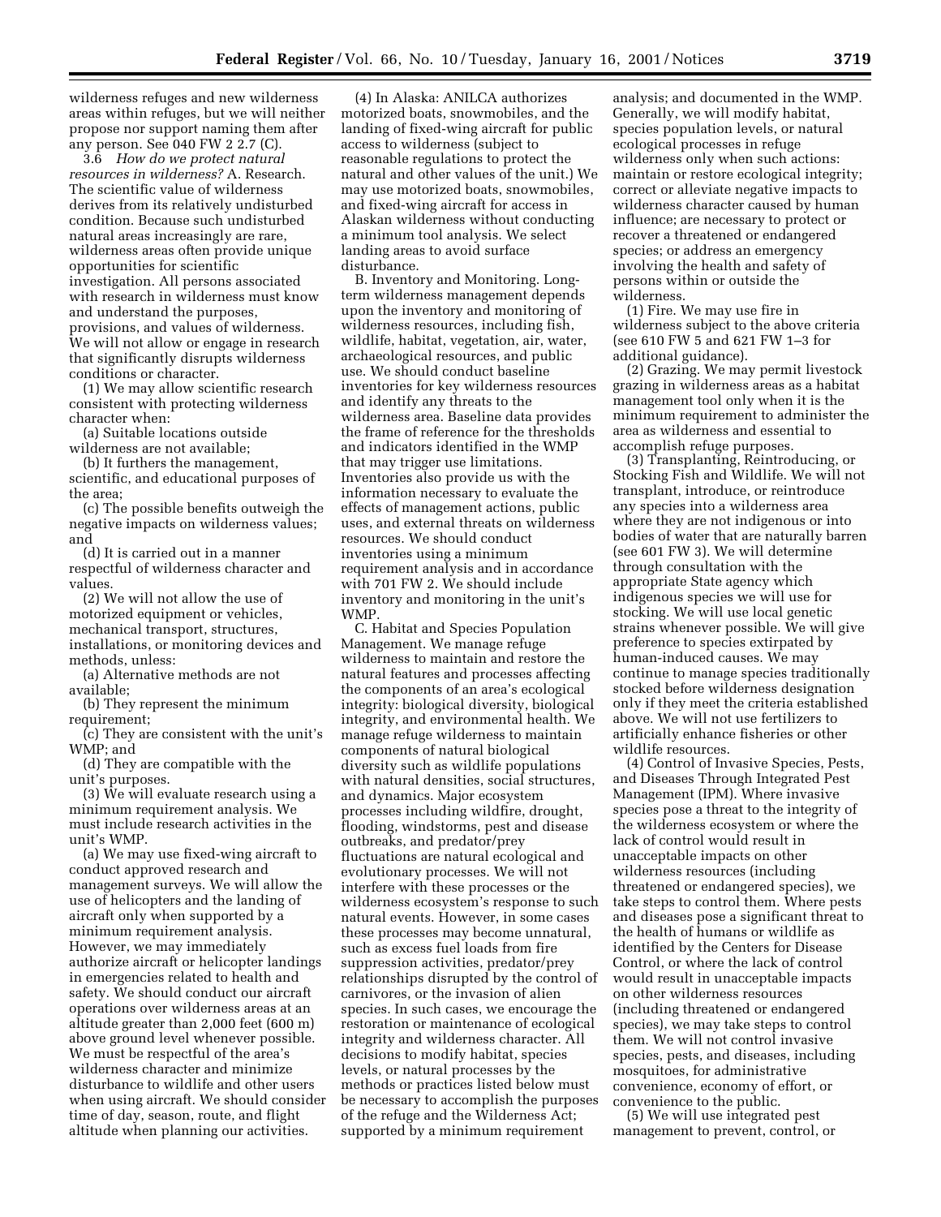wilderness refuges and new wilderness areas within refuges, but we will neither propose nor support naming them after any person. See 040 FW 2 2.7 (C).

3.6 *How do we protect natural resources in wilderness?* A. Research. The scientific value of wilderness derives from its relatively undisturbed condition. Because such undisturbed natural areas increasingly are rare, wilderness areas often provide unique opportunities for scientific investigation. All persons associated with research in wilderness must know and understand the purposes, provisions, and values of wilderness. We will not allow or engage in research that significantly disrupts wilderness conditions or character.

(1) We may allow scientific research consistent with protecting wilderness character when:

(a) Suitable locations outside wilderness are not available;

(b) It furthers the management, scientific, and educational purposes of the area;

(c) The possible benefits outweigh the negative impacts on wilderness values; and

(d) It is carried out in a manner respectful of wilderness character and values.

(2) We will not allow the use of motorized equipment or vehicles, mechanical transport, structures, installations, or monitoring devices and methods, unless:

(a) Alternative methods are not available;

(b) They represent the minimum requirement;

(c) They are consistent with the unit's WMP; and

(d) They are compatible with the unit's purposes.

(3) We will evaluate research using a minimum requirement analysis. We must include research activities in the unit's WMP.

(a) We may use fixed-wing aircraft to conduct approved research and management surveys. We will allow the use of helicopters and the landing of aircraft only when supported by a minimum requirement analysis. However, we may immediately authorize aircraft or helicopter landings in emergencies related to health and safety. We should conduct our aircraft operations over wilderness areas at an altitude greater than 2,000 feet (600 m) above ground level whenever possible. We must be respectful of the area's wilderness character and minimize disturbance to wildlife and other users when using aircraft. We should consider time of day, season, route, and flight altitude when planning our activities.

(4) In Alaska: ANILCA authorizes motorized boats, snowmobiles, and the landing of fixed-wing aircraft for public access to wilderness (subject to reasonable regulations to protect the natural and other values of the unit.) We may use motorized boats, snowmobiles, and fixed-wing aircraft for access in Alaskan wilderness without conducting a minimum tool analysis. We select landing areas to avoid surface disturbance.

B. Inventory and Monitoring. Long-term wilderness management depends upon the inventory and monitoring of wilderness resources, including fish, wildlife, habitat, vegetation, air, water, archaeological resources, and public use. We should conduct baseline inventories for key wilderness resources and identify any threats to the wilderness area. Baseline data provides the frame of reference for the thresholds and indicators identified in the WMP that may trigger use limitations. Inventories also provide us with the information necessary to evaluate the effects of management actions, public uses, and external threats on wilderness resources. We should conduct inventories using a minimum requirement analysis and in accordance with 701 FW 2. We should include inventory and monitoring in the unit's WMP.

C. Habitat and Species Population Management. We manage refuge wilderness to maintain and restore the natural features and processes affecting the components of an area's ecological integrity: biological diversity, biological integrity, and environmental health. We manage refuge wilderness to maintain components of natural biological diversity such as wildlife populations with natural densities, social structures, and dynamics. Major ecosystem processes including wildfire, drought, flooding, windstorms, pest and disease outbreaks, and predator/prey fluctuations are natural ecological and evolutionary processes. We will not interfere with these processes or the wilderness ecosystem's response to such natural events. However, in some cases these processes may become unnatural, such as excess fuel loads from fire suppression activities, predator/prey relationships disrupted by the control of carnivores, or the invasion of alien species. In such cases, we encourage the restoration or maintenance of ecological integrity and wilderness character. All decisions to modify habitat, species levels, or natural processes by the methods or practices listed below must be necessary to accomplish the purposes of the refuge and the Wilderness Act; supported by a minimum requirement analysis; and documented in the WMP. Generally, we will modify habitat, species population levels, or natural ecological processes in refuge wilderness only when such actions: maintain or restore ecological integrity; correct or alleviate negative impacts to wilderness character caused by human influence; are necessary to protect or recover a threatened or endangered species; or address an emergency involving the health and safety of persons within or outside the wilderness.

(1) Fire. We may use fire in wilderness subject to the above criteria (see 610 FW 5 and 621 FW 1–3 for additional guidance).

(2) Grazing. We may permit livestock grazing in wilderness areas as a habitat management tool only when it is the minimum requirement to administer the area as wilderness and essential to accomplish refuge purposes.

(3) Transplanting, Reintroducing, or Stocking Fish and Wildlife. We will not transplant, introduce, or reintroduce any species into a wilderness area where they are not indigenous or into bodies of water that are naturally barren (see 601 FW 3). We will determine through consultation with the appropriate State agency which indigenous species we will use for stocking. We will use local genetic strains whenever possible. We will give preference to species extirpated by human-induced causes. We may continue to manage species traditionally stocked before wilderness designation only if they meet the criteria established above. We will not use fertilizers to artificially enhance fisheries or other wildlife resources.

(4) Control of Invasive Species, Pests, and Diseases Through Integrated Pest Management (IPM). Where invasive species pose a threat to the integrity of the wilderness ecosystem or where the lack of control would result in unacceptable impacts on other wilderness resources (including threatened or endangered species), we take steps to control them. Where pests and diseases pose a significant threat to the health of humans or wildlife as identified by the Centers for Disease Control, or where the lack of control would result in unacceptable impacts on other wilderness resources (including threatened or endangered species), we may take steps to control them. We will not control invasive species, pests, and diseases, including mosquitoes, for administrative convenience, economy of effort, or convenience to the public.

(5) We will use integrated pest management to prevent, control, or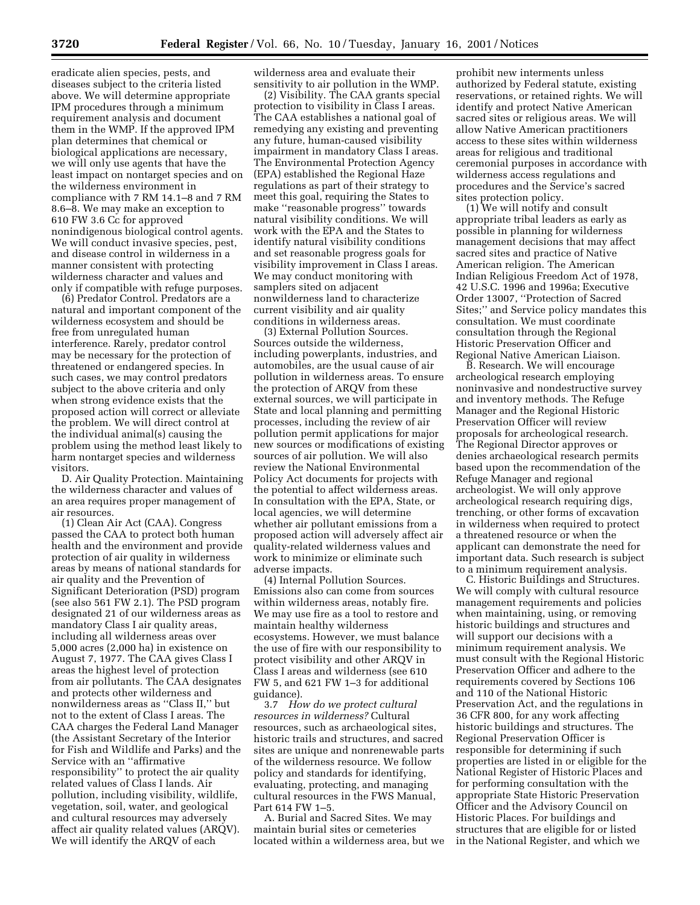eradicate alien species, pests, and diseases subject to the criteria listed above. We will determine appropriate IPM procedures through a minimum requirement analysis and document them in the WMP. If the approved IPM plan determines that chemical or biological applications are necessary, we will only use agents that have the least impact on nontarget species and on the wilderness environment in compliance with 7 RM 14.1–8 and 7 RM 8.6–8. We may make an exception to 610 FW 3.6 Cc for approved nonindigenous biological control agents. We will conduct invasive species, pest, and disease control in wilderness in a manner consistent with protecting wilderness character and values and only if compatible with refuge purposes.

(6) Predator Control. Predators are a natural and important component of the wilderness ecosystem and should be free from unregulated human interference. Rarely, predator control may be necessary for the protection of threatened or endangered species. In such cases, we may control predators subject to the above criteria and only when strong evidence exists that the proposed action will correct or alleviate the problem. We will direct control at the individual animal(s) causing the problem using the method least likely to harm nontarget species and wilderness visitors.

D. Air Quality Protection. Maintaining the wilderness character and values of an area requires proper management of air resources.

(1) Clean Air Act (CAA). Congress passed the CAA to protect both human health and the environment and provide protection of air quality in wilderness areas by means of national standards for air quality and the Prevention of Significant Deterioration (PSD) program (see also 561 FW 2.1). The PSD program designated 21 of our wilderness areas as mandatory Class I air quality areas, including all wilderness areas over 5,000 acres (2,000 ha) in existence on August 7, 1977. The CAA gives Class I areas the highest level of protection from air pollutants. The CAA designates and protects other wilderness and nonwilderness areas as ''Class II,'' but not to the extent of Class I areas. The CAA charges the Federal Land Manager (the Assistant Secretary of the Interior for Fish and Wildlife and Parks) and the Service with an ''affirmative responsibility'' to protect the air quality related values of Class I lands. Air pollution, including visibility, wildlife, vegetation, soil, water, and geological and cultural resources may adversely affect air quality related values (ARQV). We will identify the ARQV of each wilderness area and evaluate their sensitivity to air pollution in the WMP.

(2) Visibility. The CAA grants special protection to visibility in Class I areas. The CAA establishes a national goal of remedying any existing and preventing any future, human-caused visibility impairment in mandatory Class I areas. The Environmental Protection Agency (EPA) established the Regional Haze regulations as part of their strategy to meet this goal, requiring the States to make ''reasonable progress'' towards natural visibility conditions. We will work with the EPA and the States to identify natural visibility conditions and set reasonable progress goals for visibility improvement in Class I areas. We may conduct monitoring with samplers sited on adjacent nonwilderness land to characterize current visibility and air quality conditions in wilderness areas.

(3) External Pollution Sources. Sources outside the wilderness, including powerplants, industries, and automobiles, are the usual cause of air pollution in wilderness areas. To ensure the protection of ARQV from these external sources, we will participate in State and local planning and permitting processes, including the review of air pollution permit applications for major new sources or modifications of existing sources of air pollution. We will also review the National Environmental Policy Act documents for projects with the potential to affect wilderness areas. In consultation with the EPA, State, or local agencies, we will determine whether air pollutant emissions from a proposed action will adversely affect air quality-related wilderness values and work to minimize or eliminate such adverse impacts.

(4) Internal Pollution Sources. Emissions also can come from sources within wilderness areas, notably fire. We may use fire as a tool to restore and maintain healthy wilderness ecosystems. However, we must balance the use of fire with our responsibility to protect visibility and other ARQV in Class I areas and wilderness (see 610 FW 5, and 621 FW 1–3 for additional guidance).

3.7 *How do we protect cultural resources in wilderness?* Cultural resources, such as archaeological sites, historic trails and structures, and sacred sites are unique and nonrenewable parts of the wilderness resource. We follow policy and standards for identifying, evaluating, protecting, and managing cultural resources in the FWS Manual, Part 614 FW 1–5.

A. Burial and Sacred Sites. We may maintain burial sites or cemeteries located within a wilderness area, but we prohibit new interments unless authorized by Federal statute, existing reservations, or retained rights. We will identify and protect Native American sacred sites or religious areas. We will allow Native American practitioners access to these sites within wilderness areas for religious and traditional ceremonial purposes in accordance with wilderness access regulations and procedures and the Service's sacred sites protection policy.

(1) We will notify and consult appropriate tribal leaders as early as possible in planning for wilderness management decisions that may affect sacred sites and practice of Native American religion. The American Indian Religious Freedom Act of 1978, 42 U.S.C. 1996 and 1996a; Executive Order 13007, ''Protection of Sacred Sites;'' and Service policy mandates this consultation. We must coordinate consultation through the Regional Historic Preservation Officer and Regional Native American Liaison.

B. Research. We will encourage archeological research employing noninvasive and nondestructive survey and inventory methods. The Refuge Manager and the Regional Historic Preservation Officer will review proposals for archeological research. The Regional Director approves or denies archaeological research permits based upon the recommendation of the Refuge Manager and regional archeologist. We will only approve archeological research requiring digs, trenching, or other forms of excavation in wilderness when required to protect a threatened resource or when the applicant can demonstrate the need for important data. Such research is subject to a minimum requirement analysis.

C. Historic Buildings and Structures. We will comply with cultural resource management requirements and policies when maintaining, using, or removing historic buildings and structures and will support our decisions with a minimum requirement analysis. We must consult with the Regional Historic Preservation Officer and adhere to the requirements covered by Sections 106 and 110 of the National Historic Preservation Act, and the regulations in 36 CFR 800, for any work affecting historic buildings and structures. The Regional Preservation Officer is responsible for determining if such properties are listed in or eligible for the National Register of Historic Places and for performing consultation with the appropriate State Historic Preservation Officer and the Advisory Council on Historic Places. For buildings and structures that are eligible for or listed in the National Register, and which we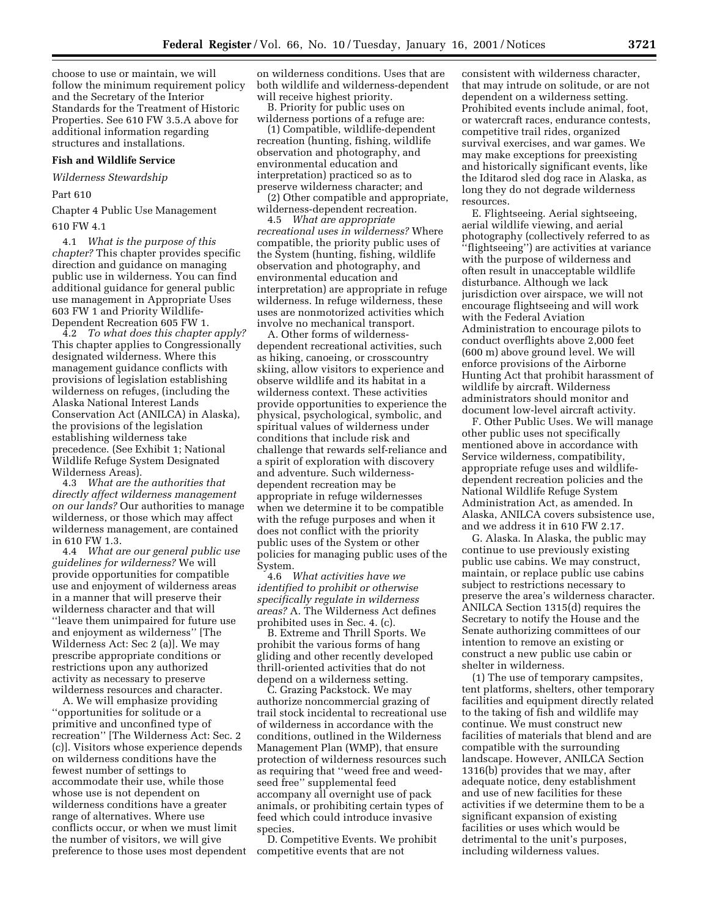choose to use or maintain, we will follow the minimum requirement policy and the Secretary of the Interior Standards for the Treatment of Historic Properties. See 610 FW 3.5.A above for additional information regarding structures and installations.

**Fish and Wildlife Service**

*Wilderness Stewardship*

Part 610

Chapter 4 Public Use Management

610 FW 4.1

4.1 *What is the purpose of this chapter?* This chapter provides specific direction and guidance on managing public use in wilderness. You can find additional guidance for general public use management in Appropriate Uses 603 FW 1 and Priority Wildlife-Dependent Recreation 605 FW 1.

4.2 *To what does this chapter apply?* This chapter applies to Congressionally designated wilderness. Where this management guidance conflicts with provisions of legislation establishing wilderness on refuges, (including the Alaska National Interest Lands Conservation Act (ANILCA) in Alaska), the provisions of the legislation establishing wilderness take precedence. (See Exhibit 1; National Wildlife Refuge System Designated Wilderness Areas).

4.3 *What are the authorities that directly affect wilderness management on our lands?* Our authorities to manage wilderness, or those which may affect wilderness management, are contained in 610 FW 1.3.

4.4 *What are our general public use guidelines for wilderness?* We will provide opportunities for compatible use and enjoyment of wilderness areas in a manner that will preserve their wilderness character and that will ''leave them unimpaired for future use and enjoyment as wilderness'' [The Wilderness Act: Sec 2 (a)]. We may prescribe appropriate conditions or restrictions upon any authorized activity as necessary to preserve wilderness resources and character.

A. We will emphasize providing ''opportunities for solitude or a primitive and unconfined type of recreation'' [The Wilderness Act: Sec. 2 (c)]. Visitors whose experience depends on wilderness conditions have the fewest number of settings to accommodate their use, while those whose use is not dependent on wilderness conditions have a greater range of alternatives. Where use conflicts occur, or when we must limit the number of visitors, we will give preference to those uses most dependent on wilderness conditions. Uses that are both wildlife and wilderness-dependent will receive highest priority.

B. Priority for public uses on wilderness portions of a refuge are:

(1) Compatible, wildlife-dependent recreation (hunting, fishing, wildlife observation and photography, and environmental education and interpretation) practiced so as to preserve wilderness character; and

(2) Other compatible and appropriate, wilderness-dependent recreation.

4.5 *What are appropriate recreational uses in wilderness?* Where compatible, the priority public uses of the System (hunting, fishing, wildlife observation and photography, and environmental education and interpretation) are appropriate in refuge wilderness. In refuge wilderness, these uses are nonmotorized activities which involve no mechanical transport.

A. Other forms of wilderness-dependent recreational activities, such as hiking, canoeing, or crosscountry skiing, allow visitors to experience and observe wildlife and its habitat in a wilderness context. These activities provide opportunities to experience the physical, psychological, symbolic, and spiritual values of wilderness under conditions that include risk and challenge that rewards self-reliance and a spirit of exploration with discovery and adventure. Such wilderness-dependent recreation may be appropriate in refuge wildernesses when we determine it to be compatible with the refuge purposes and when it does not conflict with the priority public uses of the System or other policies for managing public uses of the System.

4.6 *What activities have we identified to prohibit or otherwise specifically regulate in wilderness areas?* A. The Wilderness Act defines prohibited uses in Sec. 4. (c).

B. Extreme and Thrill Sports. We prohibit the various forms of hang gliding and other recently developed thrill-oriented activities that do not depend on a wilderness setting.

C. Grazing Packstock. We may authorize noncommercial grazing of trail stock incidental to recreational use of wilderness in accordance with the conditions, outlined in the Wilderness Management Plan (WMP), that ensure protection of wilderness resources such as requiring that ''weed free and weed-seed free'' supplemental feed accompany all overnight use of pack animals, or prohibiting certain types of feed which could introduce invasive species.

D. Competitive Events. We prohibit competitive events that are not consistent with wilderness character, that may intrude on solitude, or are not dependent on a wilderness setting. Prohibited events include animal, foot, or watercraft races, endurance contests, competitive trail rides, organized survival exercises, and war games. We may make exceptions for preexisting and historically significant events, like the Iditarod sled dog race in Alaska, as long they do not degrade wilderness resources.

E. Flightseeing. Aerial sightseeing, aerial wildlife viewing, and aerial photography (collectively referred to as ''flightseeing'') are activities at variance with the purpose of wilderness and often result in unacceptable wildlife disturbance. Although we lack jurisdiction over airspace, we will not encourage flightseeing and will work with the Federal Aviation Administration to encourage pilots to conduct overflights above 2,000 feet (600 m) above ground level. We will enforce provisions of the Airborne Hunting Act that prohibit harassment of wildlife by aircraft. Wilderness administrators should monitor and document low-level aircraft activity.

F. Other Public Uses. We will manage other public uses not specifically mentioned above in accordance with Service wilderness, compatibility, appropriate refuge uses and wildlife-dependent recreation policies and the National Wildlife Refuge System Administration Act, as amended. In Alaska, ANILCA covers subsistence use, and we address it in 610 FW 2.17.

G. Alaska. In Alaska, the public may continue to use previously existing public use cabins. We may construct, maintain, or replace public use cabins subject to restrictions necessary to preserve the area's wilderness character. ANILCA Section 1315(d) requires the Secretary to notify the House and the Senate authorizing committees of our intention to remove an existing or construct a new public use cabin or shelter in wilderness.

(1) The use of temporary campsites, tent platforms, shelters, other temporary facilities and equipment directly related to the taking of fish and wildlife may continue. We must construct new facilities of materials that blend and are compatible with the surrounding landscape. However, ANILCA Section 1316(b) provides that we may, after adequate notice, deny establishment and use of new facilities for these activities if we determine them to be a significant expansion of existing facilities or uses which would be detrimental to the unit's purposes, including wilderness values.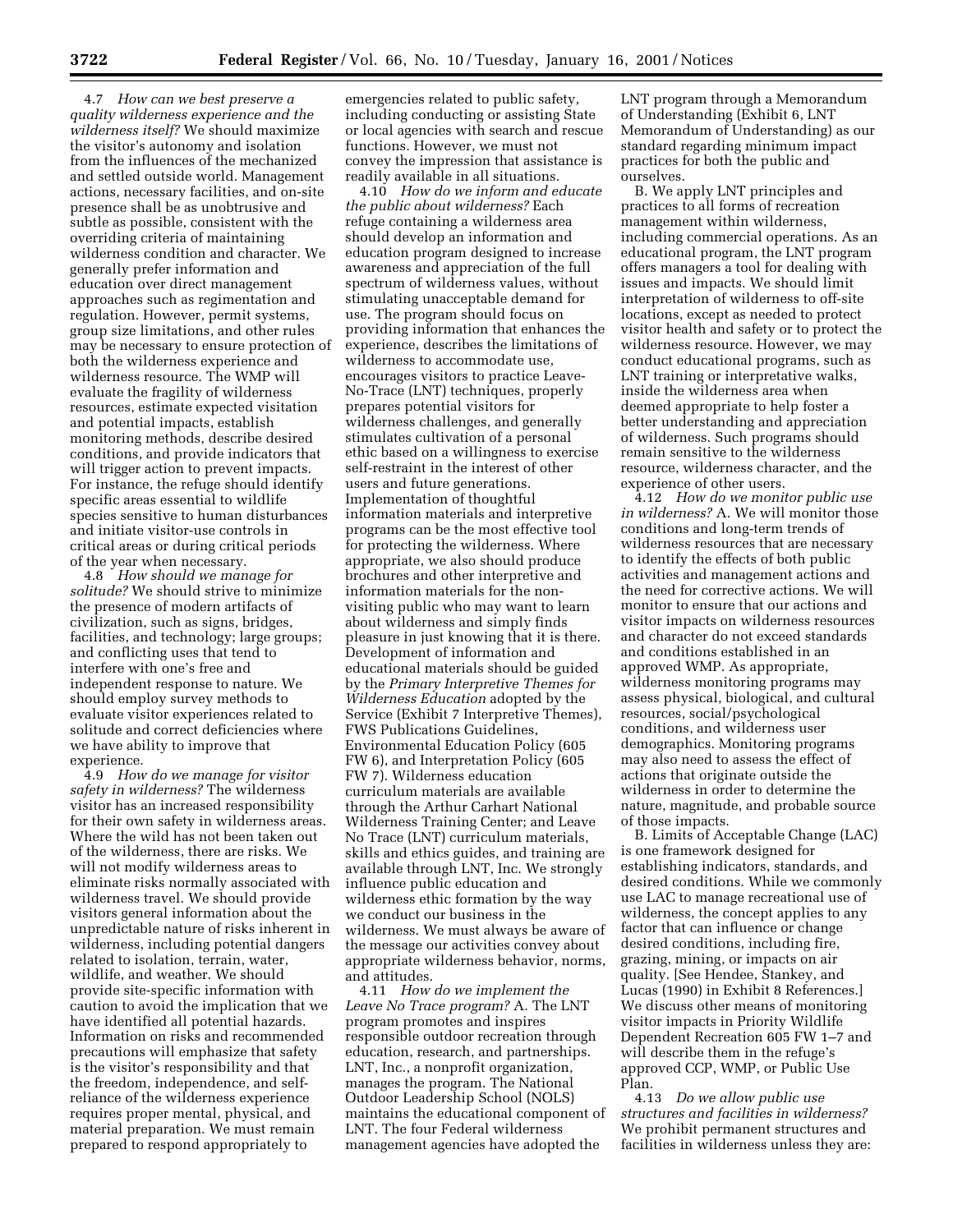4.7 *How can we best preserve a quality wilderness experience and the wilderness itself?* We should maximize the visitor's autonomy and isolation from the influences of the mechanized and settled outside world. Management actions, necessary facilities, and on-site presence shall be as unobtrusive and subtle as possible, consistent with the overriding criteria of maintaining wilderness condition and character. We generally prefer information and education over direct management approaches such as regimentation and regulation. However, permit systems, group size limitations, and other rules may be necessary to ensure protection of both the wilderness experience and wilderness resource. The WMP will evaluate the fragility of wilderness resources, estimate expected visitation and potential impacts, establish monitoring methods, describe desired conditions, and provide indicators that will trigger action to prevent impacts. For instance, the refuge should identify specific areas essential to wildlife species sensitive to human disturbances and initiate visitor-use controls in critical areas or during critical periods of the year when necessary.

4.8 *How should we manage for solitude?* We should strive to minimize the presence of modern artifacts of civilization, such as signs, bridges, facilities, and technology; large groups; and conflicting uses that tend to interfere with one's free and independent response to nature. We should employ survey methods to evaluate visitor experiences related to solitude and correct deficiencies where we have ability to improve that experience.

4.9 *How do we manage for visitor safety in wilderness?* The wilderness visitor has an increased responsibility for their own safety in wilderness areas. Where the wild has not been taken out of the wilderness, there are risks. We will not modify wilderness areas to eliminate risks normally associated with wilderness travel. We should provide visitors general information about the unpredictable nature of risks inherent in wilderness, including potential dangers related to isolation, terrain, water, wildlife, and weather. We should provide site-specific information with caution to avoid the implication that we have identified all potential hazards. Information on risks and recommended precautions will emphasize that safety is the visitor's responsibility and that the freedom, independence, and self-reliance of the wilderness experience requires proper mental, physical, and material preparation. We must remain prepared to respond appropriately to emergencies related to public safety, including conducting or assisting State or local agencies with search and rescue functions. However, we must not convey the impression that assistance is readily available in all situations.

4.10 *How do we inform and educate the public about wilderness?* Each refuge containing a wilderness area should develop an information and education program designed to increase awareness and appreciation of the full spectrum of wilderness values, without stimulating unacceptable demand for use. The program should focus on providing information that enhances the experience, describes the limitations of wilderness to accommodate use, encourages visitors to practice Leave-No-Trace (LNT) techniques, properly prepares potential visitors for wilderness challenges, and generally stimulates cultivation of a personal ethic based on a willingness to exercise self-restraint in the interest of other users and future generations. Implementation of thoughtful information materials and interpretive programs can be the most effective tool for protecting the wilderness. Where appropriate, we also should produce brochures and other interpretive and information materials for the non-visiting public who may want to learn about wilderness and simply finds pleasure in just knowing that it is there. Development of information and educational materials should be guided by the *Primary Interpretive Themes for Wilderness Education* adopted by the Service (Exhibit 7 Interpretive Themes), FWS Publications Guidelines, Environmental Education Policy (605 FW 6), and Interpretation Policy (605 FW 7). Wilderness education curriculum materials are available through the Arthur Carhart National Wilderness Training Center; and Leave No Trace (LNT) curriculum materials, skills and ethics guides, and training are available through LNT, Inc. We strongly influence public education and wilderness ethic formation by the way we conduct our business in the wilderness. We must always be aware of the message our activities convey about appropriate wilderness behavior, norms, and attitudes.

4.11 *How do we implement the Leave No Trace program?* A. The LNT program promotes and inspires responsible outdoor recreation through education, research, and partnerships. LNT, Inc., a nonprofit organization, manages the program. The National Outdoor Leadership School (NOLS) maintains the educational component of LNT. The four Federal wilderness management agencies have adopted the LNT program through a Memorandum of Understanding (Exhibit 6, LNT Memorandum of Understanding) as our standard regarding minimum impact practices for both the public and ourselves.

B. We apply LNT principles and practices to all forms of recreation management within wilderness, including commercial operations. As an educational program, the LNT program offers managers a tool for dealing with issues and impacts. We should limit interpretation of wilderness to off-site locations, except as needed to protect visitor health and safety or to protect the wilderness resource. However, we may conduct educational programs, such as LNT training or interpretative walks, inside the wilderness area when deemed appropriate to help foster a better understanding and appreciation of wilderness. Such programs should remain sensitive to the wilderness resource, wilderness character, and the experience of other users.

4.12 *How do we monitor public use in wilderness?* A. We will monitor those conditions and long-term trends of wilderness resources that are necessary to identify the effects of both public activities and management actions and the need for corrective actions. We will monitor to ensure that our actions and visitor impacts on wilderness resources and character do not exceed standards and conditions established in an approved WMP. As appropriate, wilderness monitoring programs may assess physical, biological, and cultural resources, social/psychological conditions, and wilderness user demographics. Monitoring programs may also need to assess the effect of actions that originate outside the wilderness in order to determine the nature, magnitude, and probable source of those impacts.

B. Limits of Acceptable Change (LAC) is one framework designed for establishing indicators, standards, and desired conditions. While we commonly use LAC to manage recreational use of wilderness, the concept applies to any factor that can influence or change desired conditions, including fire, grazing, mining, or impacts on air quality. [See Hendee, Stankey, and Lucas (1990) in Exhibit 8 References.] We discuss other means of monitoring visitor impacts in Priority Wildlife Dependent Recreation 605 FW 1–7 and will describe them in the refuge's approved CCP, WMP, or Public Use Plan.

4.13 *Do we allow public use structures and facilities in wilderness?* We prohibit permanent structures and facilities in wilderness unless they are: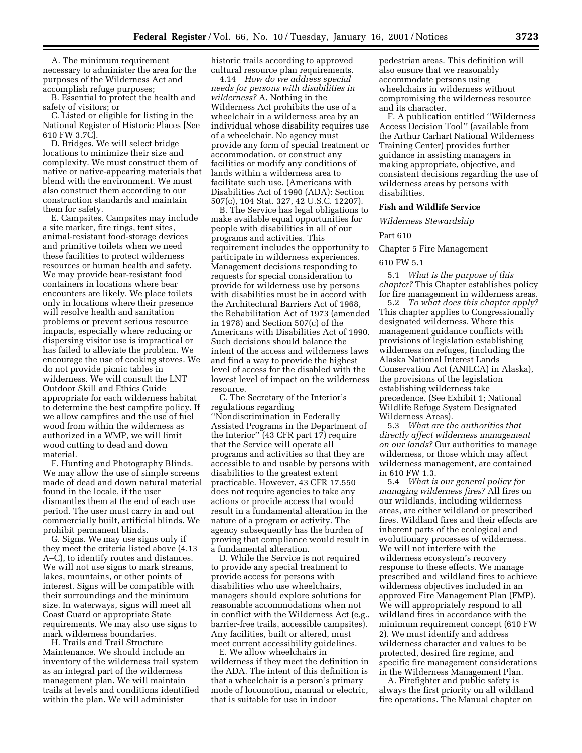A. The minimum requirement necessary to administer the area for the purposes of the Wilderness Act and accomplish refuge purposes;

B. Essential to protect the health and safety of visitors; or

C. Listed or eligible for listing in the National Register of Historic Places [See 610 FW 3.7C].

D. Bridges. We will select bridge locations to minimize their size and complexity. We must construct them of native or native-appearing materials that blend with the environment. We must also construct them according to our construction standards and maintain them for safety.

E. Campsites. Campsites may include a site marker, fire rings, tent sites, animal-resistant food-storage devices and primitive toilets when we need these facilities to protect wilderness resources or human health and safety. We may provide bear-resistant food containers in locations where bear encounters are likely. We place toilets only in locations where their presence will resolve health and sanitation problems or prevent serious resource impacts, especially where reducing or dispersing visitor use is impractical or has failed to alleviate the problem. We encourage the use of cooking stoves. We do not provide picnic tables in wilderness. We will consult the LNT Outdoor Skill and Ethics Guide appropriate for each wilderness habitat to determine the best campfire policy. If we allow campfires and the use of fuel wood from within the wilderness as authorized in a WMP, we will limit wood cutting to dead and down material.

F. Hunting and Photography Blinds. We may allow the use of simple screens made of dead and down natural material found in the locale, if the user dismantles them at the end of each use period. The user must carry in and out commercially built, artificial blinds. We prohibit permanent blinds.

G. Signs. We may use signs only if they meet the criteria listed above (4.13 A–C), to identify routes and distances. We will not use signs to mark streams, lakes, mountains, or other points of interest. Signs will be compatible with their surroundings and the minimum size. In waterways, signs will meet all Coast Guard or appropriate State requirements. We may also use signs to mark wilderness boundaries.

H. Trails and Trail Structure Maintenance. We should include an inventory of the wilderness trail system as an integral part of the wilderness management plan. We will maintain trails at levels and conditions identified within the plan. We will administer historic trails according to approved cultural resource plan requirements.

4.14 *How do we address special needs for persons with disabilities in wilderness?* A. Nothing in the Wilderness Act prohibits the use of a wheelchair in a wilderness area by an individual whose disability requires use of a wheelchair. No agency must provide any form of special treatment or accommodation, or construct any facilities or modify any conditions of lands within a wilderness area to facilitate such use. (Americans with Disabilities Act of 1990 (ADA): Section 507(c), 104 Stat. 327, 42 U.S.C. 12207).

B. The Service has legal obligations to make available equal opportunities for people with disabilities in all of our programs and activities. This requirement includes the opportunity to participate in wilderness experiences. Management decisions responding to requests for special consideration to provide for wilderness use by persons with disabilities must be in accord with the Architectural Barriers Act of 1968, the Rehabilitation Act of 1973 (amended in 1978) and Section 507(c) of the Americans with Disabilities Act of 1990. Such decisions should balance the intent of the access and wilderness laws and find a way to provide the highest level of access for the disabled with the lowest level of impact on the wilderness resource.

C. The Secretary of the Interior's regulations regarding ''Nondiscrimination in Federally Assisted Programs in the Department of the Interior'' (43 CFR part 17) require that the Service will operate all programs and activities so that they are accessible to and usable by persons with disabilities to the greatest extent practicable. However, 43 CFR 17.550 does not require agencies to take any actions or provide access that would result in a fundamental alteration in the nature of a program or activity. The agency subsequently has the burden of proving that compliance would result in a fundamental alteration.

D. While the Service is not required to provide any special treatment to provide access for persons with disabilities who use wheelchairs, managers should explore solutions for reasonable accommodations when not in conflict with the Wilderness Act (e.g., barrier-free trails, accessible campsites). Any facilities, built or altered, must meet current accessibility guidelines.

E. We allow wheelchairs in wilderness if they meet the definition in the ADA. The intent of this definition is that a wheelchair is a person's primary mode of locomotion, manual or electric, that is suitable for use in indoor pedestrian areas. This definition will also ensure that we reasonably accommodate persons using wheelchairs in wilderness without compromising the wilderness resource and its character.

F. A publication entitled ''Wilderness Access Decision Tool'' (available from the Arthur Carhart National Wilderness Training Center) provides further guidance in assisting managers in making appropriate, objective, and consistent decisions regarding the use of wilderness areas by persons with disabilities.

**Fish and Wildlife Service**

*Wilderness Stewardship*

Part 610

Chapter 5 Fire Management

610 FW 5.1

5.1 *What is the purpose of this chapter?* This Chapter establishes policy for fire management in wilderness areas.

5.2 *To what does this chapter apply?* This chapter applies to Congressionally designated wilderness. Where this management guidance conflicts with provisions of legislation establishing wilderness on refuges, (including the Alaska National Interest Lands Conservation Act (ANILCA) in Alaska), the provisions of the legislation establishing wilderness take precedence. (See Exhibit 1; National Wildlife Refuge System Designated Wilderness Areas).

5.3 *What are the authorities that directly affect wilderness management on our lands?* Our authorities to manage wilderness, or those which may affect wilderness management, are contained in 610 FW 1.3.

5.4 *What is our general policy for managing wilderness fires?* All fires on our wildlands, including wilderness areas, are either wildland or prescribed fires. Wildland fires and their effects are inherent parts of the ecological and evolutionary processes of wilderness. We will not interfere with the wilderness ecosystem's recovery response to these effects. We manage prescribed and wildland fires to achieve wilderness objectives included in an approved Fire Management Plan (FMP). We will appropriately respond to all wildland fires in accordance with the minimum requirement concept (610 FW 2). We must identify and address wilderness character and values to be protected, desired fire regime, and specific fire management considerations in the Wilderness Management Plan.

A. Firefighter and public safety is always the first priority on all wildland fire operations. The Manual chapter on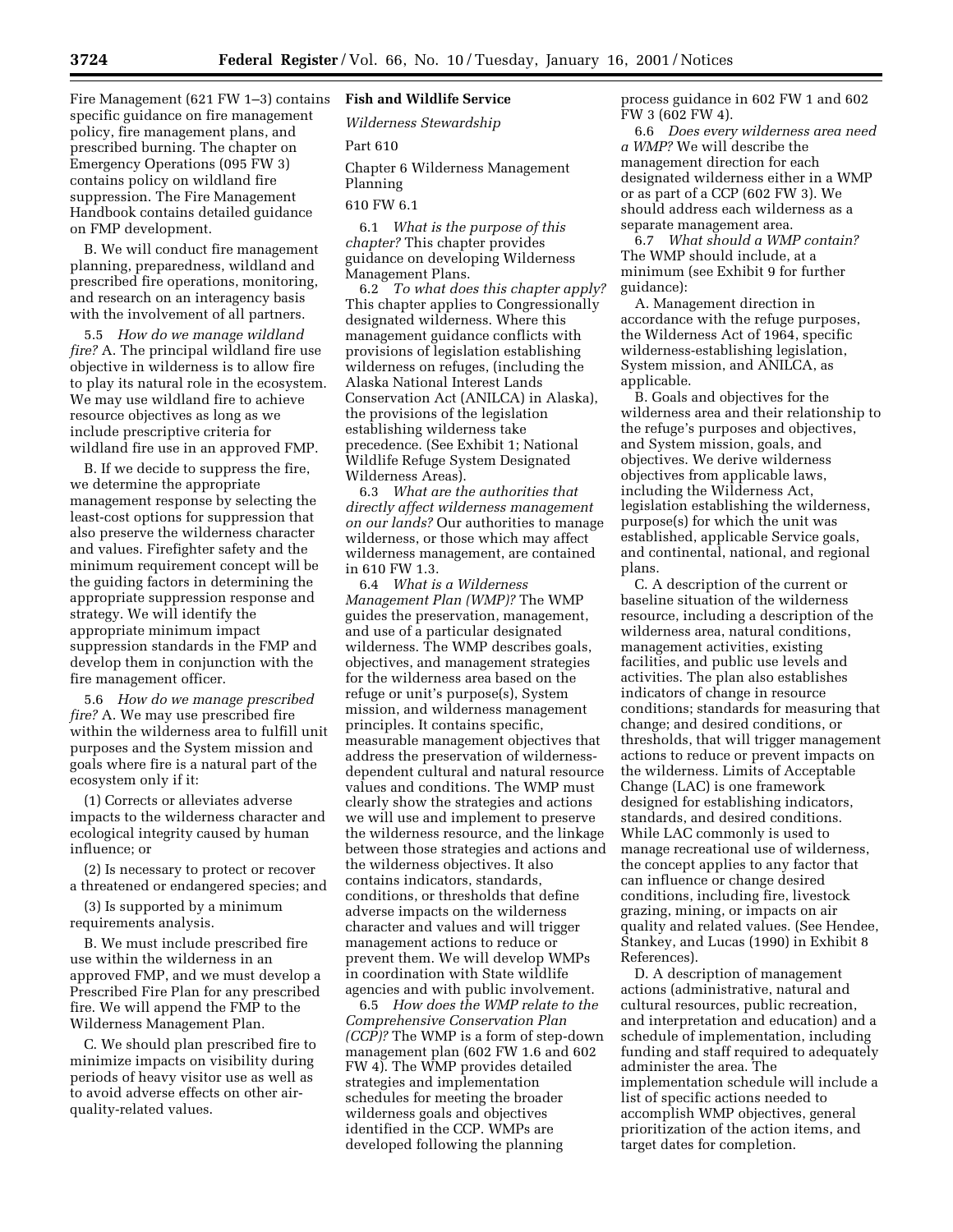Fire Management (621 FW 1–3) contains specific guidance on fire management policy, fire management plans, and prescribed burning. The chapter on Emergency Operations (095 FW 3) contains policy on wildland fire suppression. The Fire Management Handbook contains detailed guidance on FMP development.

B. We will conduct fire management planning, preparedness, wildland and prescribed fire operations, monitoring, and research on an interagency basis with the involvement of all partners.

5.5 *How do we manage wildland fire?* A. The principal wildland fire use objective in wilderness is to allow fire to play its natural role in the ecosystem. We may use wildland fire to achieve resource objectives as long as we include prescriptive criteria for wildland fire use in an approved FMP.

B. If we decide to suppress the fire, we determine the appropriate management response by selecting the least-cost options for suppression that also preserve the wilderness character and values. Firefighter safety and the minimum requirement concept will be the guiding factors in determining the appropriate suppression response and strategy. We will identify the appropriate minimum impact suppression standards in the FMP and develop them in conjunction with the fire management officer.

5.6 *How do we manage prescribed fire?* A. We may use prescribed fire within the wilderness area to fulfill unit purposes and the System mission and goals where fire is a natural part of the ecosystem only if it:

(1) Corrects or alleviates adverse impacts to the wilderness character and ecological integrity caused by human influence; or

(2) Is necessary to protect or recover a threatened or endangered species; and

(3) Is supported by a minimum requirements analysis.

B. We must include prescribed fire use within the wilderness in an approved FMP, and we must develop a Prescribed Fire Plan for any prescribed fire. We will append the FMP to the Wilderness Management Plan.

C. We should plan prescribed fire to minimize impacts on visibility during periods of heavy visitor use as well as to avoid adverse effects on other air-quality-related values.

**Fish and Wildlife Service**

*Wilderness Stewardship*

Part 610

Chapter 6 Wilderness Management Planning

610 FW 6.1

6.1 *What is the purpose of this chapter?* This chapter provides guidance on developing Wilderness Management Plans.

6.2 *To what does this chapter apply?* This chapter applies to Congressionally designated wilderness. Where this management guidance conflicts with provisions of legislation establishing wilderness on refuges, (including the Alaska National Interest Lands Conservation Act (ANILCA) in Alaska), the provisions of the legislation establishing wilderness take precedence. (See Exhibit 1; National Wildlife Refuge System Designated Wilderness Areas).

6.3 *What are the authorities that directly affect wilderness management on our lands?* Our authorities to manage wilderness, or those which may affect wilderness management, are contained in 610 FW 1.3.

6.4 *What is a Wilderness Management Plan (WMP)?* The WMP guides the preservation, management, and use of a particular designated wilderness. The WMP describes goals, objectives, and management strategies for the wilderness area based on the refuge or unit's purpose(s), System mission, and wilderness management principles. It contains specific, measurable management objectives that address the preservation of wilderness-dependent cultural and natural resource values and conditions. The WMP must clearly show the strategies and actions we will use and implement to preserve the wilderness resource, and the linkage between those strategies and actions and the wilderness objectives. It also contains indicators, standards, conditions, or thresholds that define adverse impacts on the wilderness character and values and will trigger management actions to reduce or prevent them. We will develop WMPs in coordination with State wildlife agencies and with public involvement.

6.5 *How does the WMP relate to the Comprehensive Conservation Plan (CCP)?* The WMP is a form of step-down management plan (602 FW 1.6 and 602 FW 4). The WMP provides detailed strategies and implementation schedules for meeting the broader wilderness goals and objectives identified in the CCP. WMPs are developed following the planning process guidance in 602 FW 1 and 602 FW 3 (602 FW 4).

6.6 *Does every wilderness area need a WMP?* We will describe the management direction for each designated wilderness either in a WMP or as part of a CCP (602 FW 3). We should address each wilderness as a separate management area.

6.7 *What should a WMP contain?* The WMP should include, at a minimum (see Exhibit 9 for further guidance):

A. Management direction in accordance with the refuge purposes, the Wilderness Act of 1964, specific wilderness-establishing legislation, System mission, and ANILCA, as applicable.

B. Goals and objectives for the wilderness area and their relationship to the refuge's purposes and objectives, and System mission, goals, and objectives. We derive wilderness objectives from applicable laws, including the Wilderness Act, legislation establishing the wilderness, purpose(s) for which the unit was established, applicable Service goals, and continental, national, and regional plans.

C. A description of the current or baseline situation of the wilderness resource, including a description of the wilderness area, natural conditions, management activities, existing facilities, and public use levels and activities. The plan also establishes indicators of change in resource conditions; standards for measuring that change; and desired conditions, or thresholds, that will trigger management actions to reduce or prevent impacts on the wilderness. Limits of Acceptable Change (LAC) is one framework designed for establishing indicators, standards, and desired conditions. While LAC commonly is used to manage recreational use of wilderness, the concept applies to any factor that can influence or change desired conditions, including fire, livestock grazing, mining, or impacts on air quality and related values. (See Hendee, Stankey, and Lucas (1990) in Exhibit 8 References).

D. A description of management actions (administrative, natural and cultural resources, public recreation, and interpretation and education) and a schedule of implementation, including funding and staff required to adequately administer the area. The implementation schedule will include a list of specific actions needed to accomplish WMP objectives, general prioritization of the action items, and target dates for completion.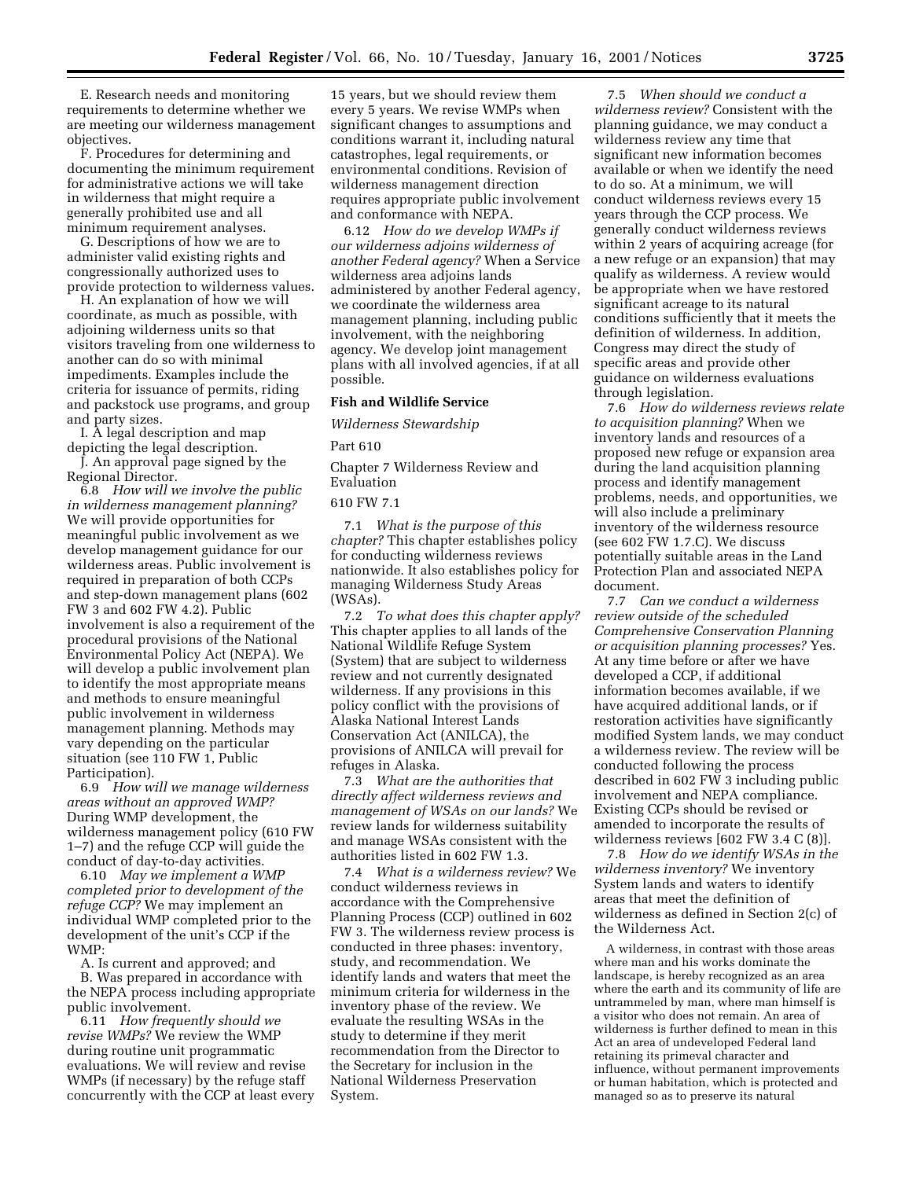E. Research needs and monitoring requirements to determine whether we are meeting our wilderness management objectives.

F. Procedures for determining and documenting the minimum requirement for administrative actions we will take in wilderness that might require a generally prohibited use and all minimum requirement analyses.

G. Descriptions of how we are to administer valid existing rights and congressionally authorized uses to provide protection to wilderness values.

H. An explanation of how we will coordinate, as much as possible, with adjoining wilderness units so that visitors traveling from one wilderness to another can do so with minimal impediments. Examples include the criteria for issuance of permits, riding and packstock use programs, and group and party sizes.

I. A legal description and map depicting the legal description.

J. An approval page signed by the Regional Director.

6.8 *How will we involve the public in wilderness management planning?* We will provide opportunities for meaningful public involvement as we develop management guidance for our wilderness areas. Public involvement is required in preparation of both CCPs and step-down management plans (602 FW 3 and 602 FW 4.2). Public involvement is also a requirement of the procedural provisions of the National Environmental Policy Act (NEPA). We will develop a public involvement plan to identify the most appropriate means and methods to ensure meaningful public involvement in wilderness management planning. Methods may vary depending on the particular situation (see 110 FW 1, Public Participation).

6.9 *How will we manage wilderness areas without an approved WMP?* During WMP development, the wilderness management policy (610 FW 1–7) and the refuge CCP will guide the conduct of day-to-day activities.

6.10 *May we implement a WMP completed prior to development of the refuge CCP?* We may implement an individual WMP completed prior to the development of the unit's CCP if the WMP:

A. Is current and approved; and

B. Was prepared in accordance with the NEPA process including appropriate public involvement.

6.11 *How frequently should we revise WMPs?* We review the WMP during routine unit programmatic evaluations. We will review and revise WMPs (if necessary) by the refuge staff concurrently with the CCP at least every 15 years, but we should review them every 5 years. We revise WMPs when significant changes to assumptions and conditions warrant it, including natural catastrophes, legal requirements, or environmental conditions. Revision of wilderness management direction requires appropriate public involvement and conformance with NEPA.

6.12 *How do we develop WMPs if our wilderness adjoins wilderness of another Federal agency?* When a Service wilderness area adjoins lands administered by another Federal agency, we coordinate the wilderness area management planning, including public involvement, with the neighboring agency. We develop joint management plans with all involved agencies, if at all possible.

**Fish and Wildlife Service**

*Wilderness Stewardship*

Part 610

Chapter 7 Wilderness Review and Evaluation

610 FW 7.1

7.1 *What is the purpose of this chapter?* This chapter establishes policy for conducting wilderness reviews nationwide. It also establishes policy for managing Wilderness Study Areas (WSAs).

7.2 *To what does this chapter apply?* This chapter applies to all lands of the National Wildlife Refuge System (System) that are subject to wilderness review and not currently designated wilderness. If any provisions in this policy conflict with the provisions of Alaska National Interest Lands Conservation Act (ANILCA), the provisions of ANILCA will prevail for refuges in Alaska.

7.3 *What are the authorities that directly affect wilderness reviews and management of WSAs on our lands?* We review lands for wilderness suitability and manage WSAs consistent with the authorities listed in 602 FW 1.3.

7.4 *What is a wilderness review?* We conduct wilderness reviews in accordance with the Comprehensive Planning Process (CCP) outlined in 602 FW 3. The wilderness review process is conducted in three phases: inventory, study, and recommendation. We identify lands and waters that meet the minimum criteria for wilderness in the inventory phase of the review. We evaluate the resulting WSAs in the study to determine if they merit recommendation from the Director to the Secretary for inclusion in the National Wilderness Preservation System.

7.5 *When should we conduct a wilderness review?* Consistent with the planning guidance, we may conduct a wilderness review any time that significant new information becomes available or when we identify the need to do so. At a minimum, we will conduct wilderness reviews every 15 years through the CCP process. We generally conduct wilderness reviews within 2 years of acquiring acreage (for a new refuge or an expansion) that may qualify as wilderness. A review would be appropriate when we have restored significant acreage to its natural conditions sufficiently that it meets the definition of wilderness. In addition, Congress may direct the study of specific areas and provide other guidance on wilderness evaluations through legislation.

7.6 *How do wilderness reviews relate to acquisition planning?* When we inventory lands and resources of a proposed new refuge or expansion area during the land acquisition planning process and identify management problems, needs, and opportunities, we will also include a preliminary inventory of the wilderness resource (see 602 FW 1.7.C). We discuss potentially suitable areas in the Land Protection Plan and associated NEPA document.

7.7 *Can we conduct a wilderness review outside of the scheduled Comprehensive Conservation Planning or acquisition planning processes?* Yes. At any time before or after we have developed a CCP, if additional information becomes available, if we have acquired additional lands, or if restoration activities have significantly modified System lands, we may conduct a wilderness review. The review will be conducted following the process described in 602 FW 3 including public involvement and NEPA compliance. Existing CCPs should be revised or amended to incorporate the results of wilderness reviews [602 FW 3.4 C (8)].

7.8 *How do we identify WSAs in the wilderness inventory?* We inventory System lands and waters to identify areas that meet the definition of wilderness as defined in Section 2(c) of the Wilderness Act.

> A wilderness, in contrast with those areas where man and his works dominate the landscape, is hereby recognized as an area where the earth and its community of life are untrammeled by man, where man himself is a visitor who does not remain. An area of wilderness is further defined to mean in this Act an area of undeveloped Federal land retaining its primeval character and influence, without permanent improvements or human habitation, which is protected and managed so as to preserve its natural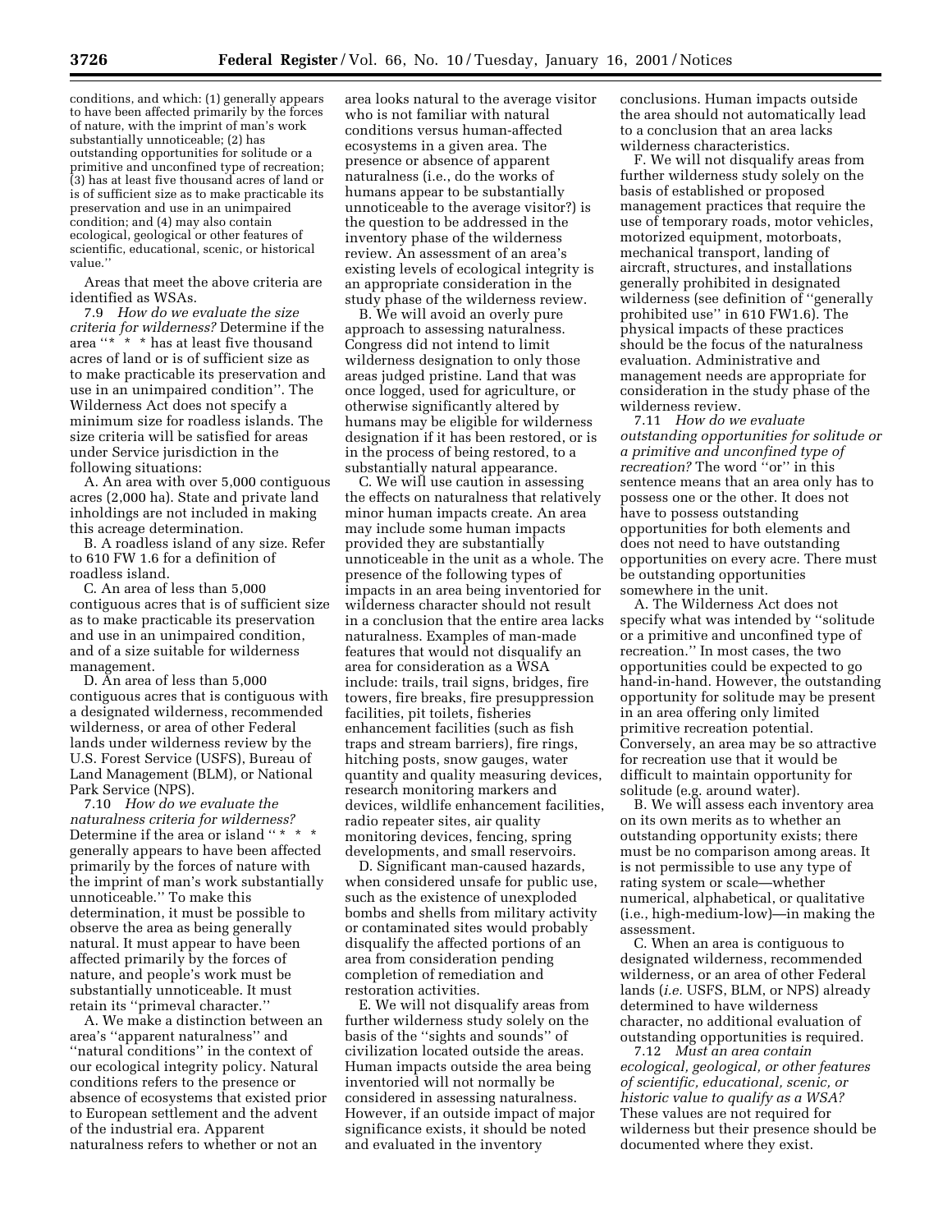conditions, and which: (1) generally appears to have been affected primarily by the forces of nature, with the imprint of man's work substantially unnoticeable; (2) has outstanding opportunities for solitude or a primitive and unconfined type of recreation; (3) has at least five thousand acres of land or is of sufficient size as to make practicable its preservation and use in an unimpaired condition; and (4) may also contain ecological, geological or other features of scientific, educational, scenic, or historical value.''

Areas that meet the above criteria are identified as WSAs.

7.9 *How do we evaluate the size criteria for wilderness?* Determine if the area ''* * * has at least five thousand acres of land or is of sufficient size as to make practicable its preservation and use in an unimpaired condition''. The Wilderness Act does not specify a minimum size for roadless islands. The size criteria will be satisfied for areas under Service jurisdiction in the following situations:

A. An area with over 5,000 contiguous acres (2,000 ha). State and private land inholdings are not included in making this acreage determination.

B. A roadless island of any size. Refer to 610 FW 1.6 for a definition of roadless island.

C. An area of less than 5,000 contiguous acres that is of sufficient size as to make practicable its preservation and use in an unimpaired condition, and of a size suitable for wilderness management.

D. An area of less than 5,000 contiguous acres that is contiguous with a designated wilderness, recommended wilderness, or area of other Federal lands under wilderness review by the U.S. Forest Service (USFS), Bureau of Land Management (BLM), or National Park Service (NPS).

7.10 *How do we evaluate the naturalness criteria for wilderness?* Determine if the area or island ''* * * generally appears to have been affected primarily by the forces of nature with the imprint of man's work substantially unnoticeable.'' To make this determination, it must be possible to observe the area as being generally natural. It must appear to have been affected primarily by the forces of nature, and people's work must be substantially unnoticeable. It must retain its ''primeval character.''

A. We make a distinction between an area's ''apparent naturalness'' and ''natural conditions'' in the context of our ecological integrity policy. Natural conditions refers to the presence or absence of ecosystems that existed prior to European settlement and the advent of the industrial era. Apparent naturalness refers to whether or not an area looks natural to the average visitor who is not familiar with natural conditions versus human-affected ecosystems in a given area. The presence or absence of apparent naturalness (i.e., do the works of humans appear to be substantially unnoticeable to the average visitor?) is the question to be addressed in the inventory phase of the wilderness review. An assessment of an area's existing levels of ecological integrity is an appropriate consideration in the study phase of the wilderness review.

B. We will avoid an overly pure approach to assessing naturalness. Congress did not intend to limit wilderness designation to only those areas judged pristine. Land that was once logged, used for agriculture, or otherwise significantly altered by humans may be eligible for wilderness designation if it has been restored, or is in the process of being restored, to a substantially natural appearance.

C. We will use caution in assessing the effects on naturalness that relatively minor human impacts create. An area may include some human impacts provided they are substantially unnoticeable in the unit as a whole. The presence of the following types of impacts in an area being inventoried for wilderness character should not result in a conclusion that the entire area lacks naturalness. Examples of man-made features that would not disqualify an area for consideration as a WSA include: trails, trail signs, bridges, fire towers, fire breaks, fire presuppression facilities, pit toilets, fisheries enhancement facilities (such as fish traps and stream barriers), fire rings, hitching posts, snow gauges, water quantity and quality measuring devices, research monitoring markers and devices, wildlife enhancement facilities, radio repeater sites, air quality monitoring devices, fencing, spring developments, and small reservoirs.

D. Significant man-caused hazards, when considered unsafe for public use, such as the existence of unexploded bombs and shells from military activity or contaminated sites would probably disqualify the affected portions of an area from consideration pending completion of remediation and restoration activities.

E. We will not disqualify areas from further wilderness study solely on the basis of the ''sights and sounds'' of civilization located outside the areas. Human impacts outside the area being inventoried will not normally be considered in assessing naturalness. However, if an outside impact of major significance exists, it should be noted and evaluated in the inventory conclusions. Human impacts outside the area should not automatically lead to a conclusion that an area lacks wilderness characteristics.

F. We will not disqualify areas from further wilderness study solely on the basis of established or proposed management practices that require the use of temporary roads, motor vehicles, motorized equipment, motorboats, mechanical transport, landing of aircraft, structures, and installations generally prohibited in designated wilderness (see definition of ''generally prohibited use'' in 610 FW1.6). The physical impacts of these practices should be the focus of the naturalness evaluation. Administrative and management needs are appropriate for consideration in the study phase of the wilderness review.

7.11 *How do we evaluate outstanding opportunities for solitude or a primitive and unconfined type of recreation?* The word ''or'' in this sentence means that an area only has to possess one or the other. It does not have to possess outstanding opportunities for both elements and does not need to have outstanding opportunities on every acre. There must be outstanding opportunities somewhere in the unit.

A. The Wilderness Act does not specify what was intended by ''solitude or a primitive and unconfined type of recreation.'' In most cases, the two opportunities could be expected to go hand-in-hand. However, the outstanding opportunity for solitude may be present in an area offering only limited primitive recreation potential. Conversely, an area may be so attractive for recreation use that it would be difficult to maintain opportunity for solitude (e.g. around water).

B. We will assess each inventory area on its own merits as to whether an outstanding opportunity exists; there must be no comparison among areas. It is not permissible to use any type of rating system or scale—whether numerical, alphabetical, or qualitative (i.e., high-medium-low)—in making the assessment.

C. When an area is contiguous to designated wilderness, recommended wilderness, or an area of other Federal lands (*i.e.* USFS, BLM, or NPS) already determined to have wilderness character, no additional evaluation of outstanding opportunities is required.

7.12 *Must an area contain ecological, geological, or other features of scientific, educational, scenic, or historic value to qualify as a WSA?* These values are not required for wilderness but their presence should be documented where they exist.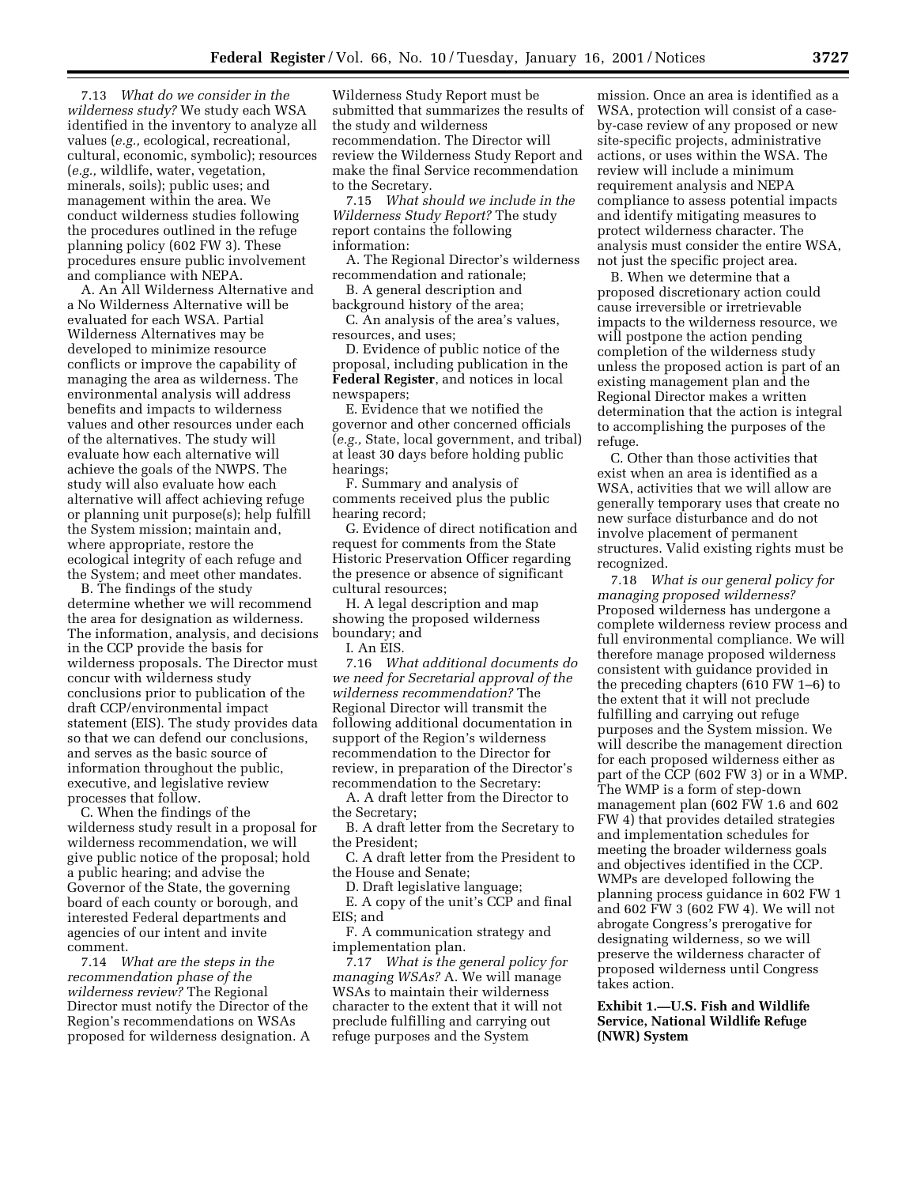7.13 *What do we consider in the wilderness study?* We study each WSA identified in the inventory to analyze all values (*e.g.,* ecological, recreational, cultural, economic, symbolic); resources (*e.g.,* wildlife, water, vegetation, minerals, soils); public uses; and management within the area. We conduct wilderness studies following the procedures outlined in the refuge planning policy (602 FW 3). These procedures ensure public involvement and compliance with NEPA.

A. An All Wilderness Alternative and a No Wilderness Alternative will be evaluated for each WSA. Partial Wilderness Alternatives may be developed to minimize resource conflicts or improve the capability of managing the area as wilderness. The environmental analysis will address benefits and impacts to wilderness values and other resources under each of the alternatives. The study will evaluate how each alternative will achieve the goals of the NWPS. The study will also evaluate how each alternative will affect achieving refuge or planning unit purpose(s); help fulfill the System mission; maintain and, where appropriate, restore the ecological integrity of each refuge and the System; and meet other mandates.

B. The findings of the study determine whether we will recommend the area for designation as wilderness. The information, analysis, and decisions in the CCP provide the basis for wilderness proposals. The Director must concur with wilderness study conclusions prior to publication of the draft CCP/environmental impact statement (EIS). The study provides data so that we can defend our conclusions, and serves as the basic source of information throughout the public, executive, and legislative review processes that follow.

C. When the findings of the wilderness study result in a proposal for wilderness recommendation, we will give public notice of the proposal; hold a public hearing; and advise the Governor of the State, the governing board of each county or borough, and interested Federal departments and agencies of our intent and invite comment.

7.14 *What are the steps in the recommendation phase of the wilderness review?* The Regional Director must notify the Director of the Region's recommendations on WSAs proposed for wilderness designation. A Wilderness Study Report must be submitted that summarizes the results of the study and wilderness recommendation. The Director will review the Wilderness Study Report and make the final Service recommendation to the Secretary.

7.15 *What should we include in the Wilderness Study Report?* The study report contains the following information:

A. The Regional Director's wilderness recommendation and rationale;

B. A general description and background history of the area;

C. An analysis of the area's values, resources, and uses;

D. Evidence of public notice of the proposal, including publication in the **Federal Register**, and notices in local newspapers;

E. Evidence that we notified the governor and other concerned officials (*e.g.,* State, local government, and tribal) at least 30 days before holding public hearings;

F. Summary and analysis of comments received plus the public hearing record;

G. Evidence of direct notification and request for comments from the State Historic Preservation Officer regarding the presence or absence of significant cultural resources;

H. A legal description and map showing the proposed wilderness boundary; and

I. An EIS.

7.16 *What additional documents do we need for Secretarial approval of the wilderness recommendation?* The Regional Director will transmit the following additional documentation in support of the Region's wilderness recommendation to the Director for review, in preparation of the Director's recommendation to the Secretary:

A. A draft letter from the Director to the Secretary;

B. A draft letter from the Secretary to the President;

C. A draft letter from the President to the House and Senate;

D. Draft legislative language;

E. A copy of the unit's CCP and final EIS; and

F. A communication strategy and implementation plan.

7.17 *What is the general policy for managing WSAs?* A. We will manage WSAs to maintain their wilderness character to the extent that it will not preclude fulfilling and carrying out refuge purposes and the System mission. Once an area is identified as a WSA, protection will consist of a case-by-case review of any proposed or new site-specific projects, administrative actions, or uses within the WSA. The review will include a minimum requirement analysis and NEPA compliance to assess potential impacts and identify mitigating measures to protect wilderness character. The analysis must consider the entire WSA, not just the specific project area.

B. When we determine that a proposed discretionary action could cause irreversible or irretrievable impacts to the wilderness resource, we will postpone the action pending completion of the wilderness study unless the proposed action is part of an existing management plan and the Regional Director makes a written determination that the action is integral to accomplishing the purposes of the refuge.

C. Other than those activities that exist when an area is identified as a WSA, activities that we will allow are generally temporary uses that create no new surface disturbance and do not involve placement of permanent structures. Valid existing rights must be recognized.

7.18 *What is our general policy for managing proposed wilderness?* Proposed wilderness has undergone a complete wilderness review process and full environmental compliance. We will therefore manage proposed wilderness consistent with guidance provided in the preceding chapters (610 FW 1–6) to the extent that it will not preclude fulfilling and carrying out refuge purposes and the System mission. We will describe the management direction for each proposed wilderness either as part of the CCP (602 FW 3) or in a WMP. The WMP is a form of step-down management plan (602 FW 1.6 and 602 FW 4) that provides detailed strategies and implementation schedules for meeting the broader wilderness goals and objectives identified in the CCP. WMPs are developed following the planning process guidance in 602 FW 1 and 602 FW 3 (602 FW 4). We will not abrogate Congress's prerogative for designating wilderness, so we will preserve the wilderness character of proposed wilderness until Congress takes action.

**Exhibit 1.—U.S. Fish and Wildlife Service, National Wildlife Refuge (NWR) System**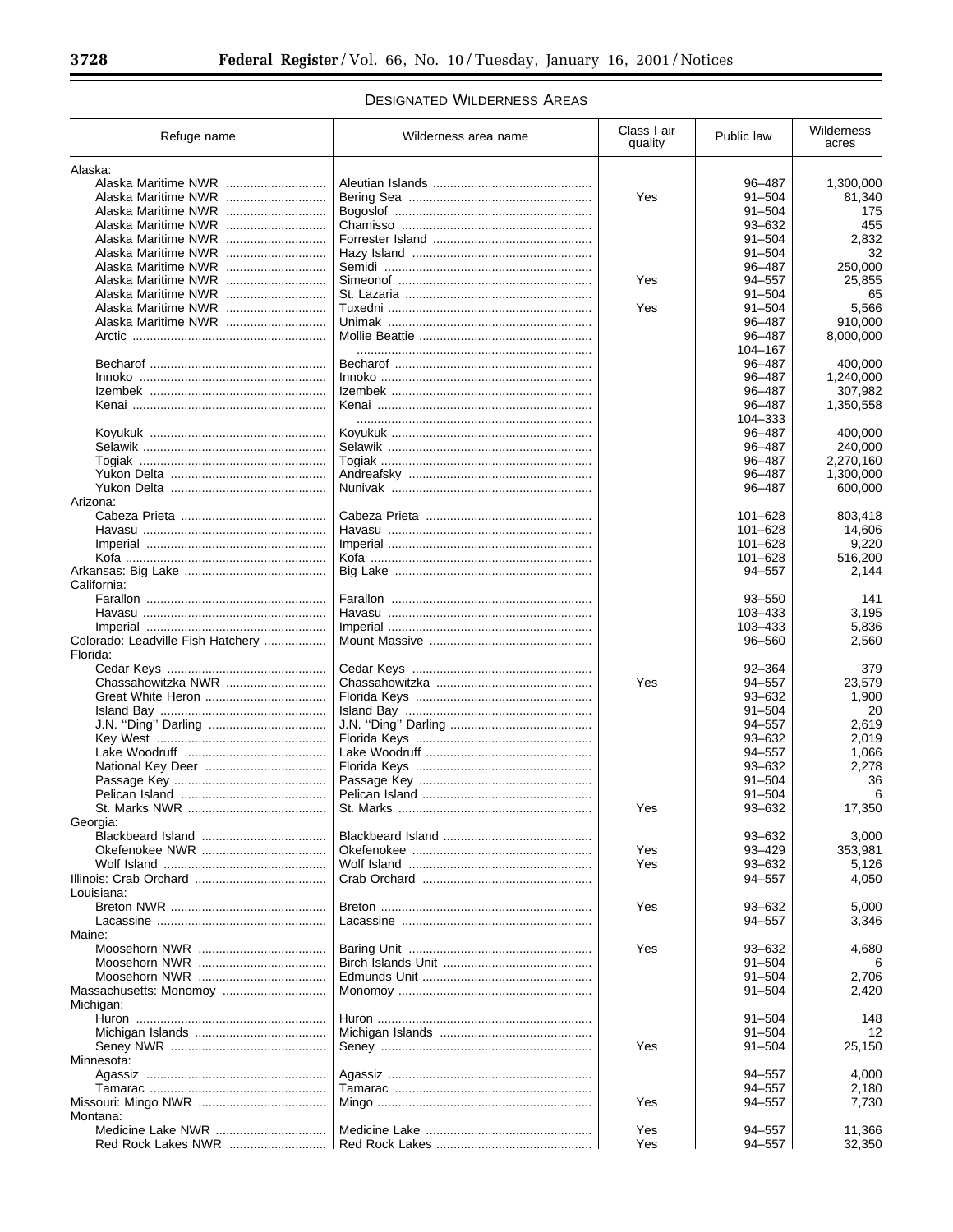## Designated Wilderness Areas

| Refuge name | Wilderness area name | Class I air quality | Public law | Wilderness acres |
|---|---|---|---|---|
| Alaska: | | | | |
| Alaska Maritime NWR | Aleutian Islands | | 96–487 | 1,300,000 |
| Alaska Maritime NWR | Bering Sea | Yes | 91–504 | 81,340 |
| Alaska Maritime NWR | Bogoslof | | 91–504 | 175 |
| Alaska Maritime NWR | Chamisso | | 93–632 | 455 |
| Alaska Maritime NWR | Forrester Island | | 91–504 | 2,832 |
| Alaska Maritime NWR | Hazy Island | | 91–504 | 32 |
| Alaska Maritime NWR | Semidi | | 96–487 | 250,000 |
| Alaska Maritime NWR | Simeonof | Yes | 94–557 | 25,855 |
| Alaska Maritime NWR | St. Lazaria | | 91–504 | 65 |
| Alaska Maritime NWR | Tuxedni | Yes | 91–504 | 5,566 |
| Alaska Maritime NWR | Unimak | | 96–487 | 910,000 |
| Arctic | Mollie Beattie | | 96–487 | 8,000,000 |
| | | | 104–167 | |
| Becharof | Becharof | | 96–487 | 400,000 |
| Innoko | Innoko | | 96–487 | 1,240,000 |
| Izembek | Izembek | | 96–487 | 307,982 |
| Kenai | Kenai | | 96–487 | 1,350,558 |
| | | | 104–333 | |
| Koyukuk | Koyukuk | | 96–487 | 400,000 |
| Selawik | Selawik | | 96–487 | 240,000 |
| Togiak | Togiak | | 96–487 | 2,270,160 |
| Yukon Delta | Andreafsky | | 96–487 | 1,300,000 |
| Yukon Delta | Nunivak | | 96–487 | 600,000 |
| Arizona: | | | | |
| Cabeza Prieta | Cabeza Prieta | | 101–628 | 803,418 |
| Havasu | Havasu | | 101–628 | 14,606 |
| Imperial | Imperial | | 101–628 | 9,220 |
| Kofa | Kofa | | 101–628 | 516,200 |
| Arkansas: Big Lake | Big Lake | | 94–557 | 2,144 |
| California: | | | | |
| Farallon | Farallon | | 93–550 | 141 |
| Havasu | Havasu | | 103–433 | 3,195 |
| Imperial | Imperial | | 103–433 | 5,836 |
| Colorado: Leadville Fish Hatchery | Mount Massive | | 96–560 | 2,560 |
| Florida: | | | | |
| Cedar Keys | Cedar Keys | | 92–364 | 379 |
| Chassahowitzka NWR | Chassahowitzka | Yes | 94–557 | 23,579 |
| Great White Heron | Florida Keys | | 93–632 | 1,900 |
| Island Bay | Island Bay | | 91–504 | 20 |
| J.N. "Ding" Darling | J.N. "Ding" Darling | | 94–557 | 2,619 |
| Key West | Florida Keys | | 93–632 | 2,019 |
| Lake Woodruff | Lake Woodruff | | 94–557 | 1,066 |
| National Key Deer | Florida Keys | | 93–632 | 2,278 |
| Passage Key | Passage Key | | 91–504 | 36 |
| Pelican Island | Pelican Island | | 91–504 | 6 |
| St. Marks NWR | St. Marks | Yes | 93–632 | 17,350 |
| Georgia: | | | | |
| Blackbeard Island | Blackbeard Island | | 93–632 | 3,000 |
| Okefenokee NWR | Okefenokee | Yes | 93–429 | 353,981 |
| Wolf Island | Wolf Island | Yes | 93–632 | 5,126 |
| Illinois: Crab Orchard | Crab Orchard | | 94–557 | 4,050 |
| Louisiana: | | | | |
| Breton NWR | Breton | Yes | 93–632 | 5,000 |
| Lacassine | Lacassine | | 94–557 | 3,346 |
| Maine: | | | | |
| Moosehorn NWR | Baring Unit | Yes | 93–632 | 4,680 |
| Moosehorn NWR | Birch Islands Unit | | 91–504 | 6 |
| Moosehorn NWR | Edmunds Unit | | 91–504 | 2,706 |
| Massachusetts: Monomoy | Monomoy | | 91–504 | 2,420 |
| Michigan: | | | | |
| Huron | Huron | | 91–504 | 148 |
| Michigan Islands | Michigan Islands | | 91–504 | 12 |
| Seney NWR | Seney | Yes | 91–504 | 25,150 |
| Minnesota: | | | | |
| Agassiz | Agassiz | | 94–557 | 4,000 |
| Tamarac | Tamarac | | 94–557 | 2,180 |
| Missouri: Mingo NWR | Mingo | Yes | 94–557 | 7,730 |
| Montana: | | | | |
| Medicine Lake NWR | Medicine Lake | Yes | 94–557 | 11,366 |
| Red Rock Lakes NWR | Red Rock Lakes | Yes | 94–557 | 32,350 |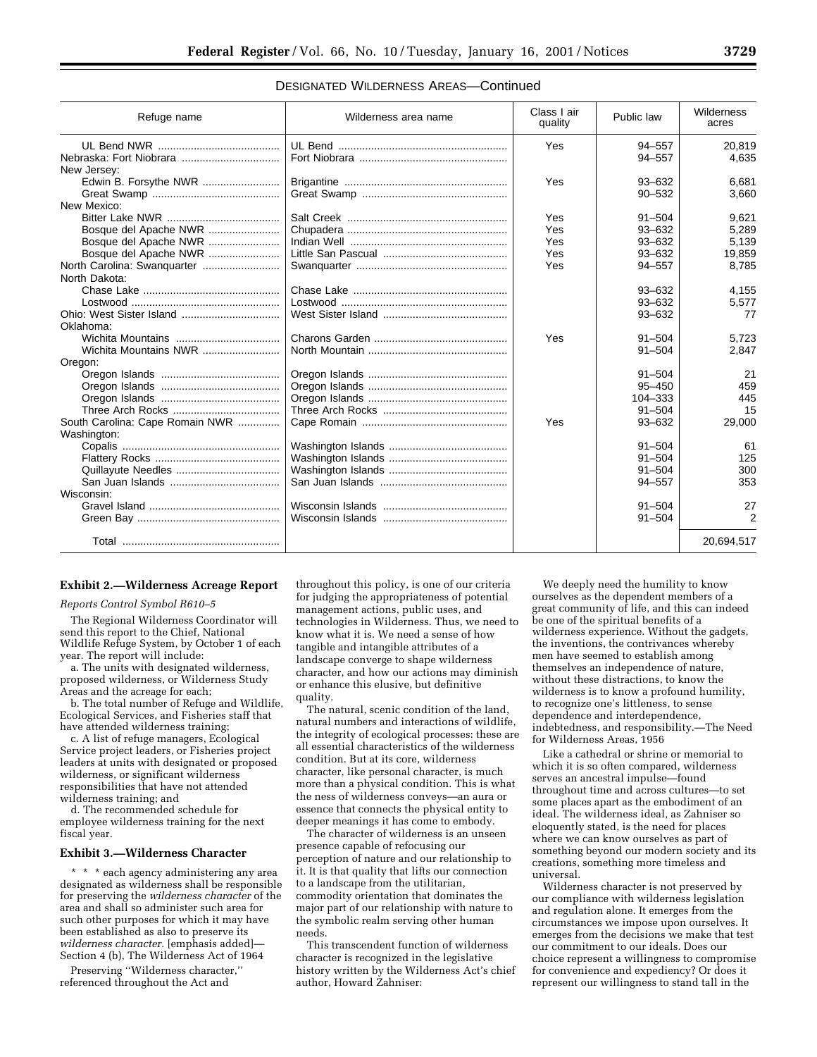DESIGNATED WILDERNESS AREAS—Continued

| Refuge name | Wilderness area name | Class I air quality | Public law | Wilderness acres |
|---|---|---|---|---|
| UL Bend NWR | UL Bend | Yes | 94–557 | 20,819 |
| Nebraska: Fort Niobrara | Fort Niobrara | | 94–557 | 4,635 |
| New Jersey: | | | | |
| Edwin B. Forsythe NWR | Brigantine | Yes | 93–632 | 6,681 |
| Great Swamp | Great Swamp | | 90–532 | 3,660 |
| New Mexico: | | | | |
| Bitter Lake NWR | Salt Creek | Yes | 91–504 | 9,621 |
| Bosque del Apache NWR | Chupadera | Yes | 93–632 | 5,289 |
| Bosque del Apache NWR | Indian Well | Yes | 93–632 | 5,139 |
| Bosque del Apache NWR | Little San Pascual | Yes | 93–632 | 19,859 |
| North Carolina: Swanquarter | Swanquarter | Yes | 94–557 | 8,785 |
| North Dakota: | | | | |
| Chase Lake | Chase Lake | | 93–632 | 4,155 |
| Lostwood | Lostwood | | 93–632 | 5,577 |
| Ohio: West Sister Island | West Sister Island | | 93–632 | 77 |
| Oklahoma: | | | | |
| Wichita Mountains | Charons Garden | Yes | 91–504 | 5,723 |
| Wichita Mountains NWR | North Mountain | | 91–504 | 2,847 |
| Oregon: | | | | |
| Oregon Islands | Oregon Islands | | 91–504 | 21 |
| Oregon Islands | Oregon Islands | | 95–450 | 459 |
| Oregon Islands | Oregon Islands | | 104–333 | 445 |
| Three Arch Rocks | Three Arch Rocks | | 91–504 | 15 |
| South Carolina: Cape Romain NWR | Cape Romain | Yes | 93–632 | 29,000 |
| Washington: | | | | |
| Copalis | Washington Islands | | 91–504 | 61 |
| Flattery Rocks | Washington Islands | | 91–504 | 125 |
| Quillayute Needles | Washington Islands | | 91–504 | 300 |
| San Juan Islands | San Juan Islands | | 94–557 | 353 |
| Wisconsin: | | | | |
| Gravel Island | Wisconsin Islands | | 91–504 | 27 |
| Green Bay | Wisconsin Islands | | 91–504 | 2 |
| Total | | | | 20,694,517 |

**Exhibit 2.—Wilderness Acreage Report**

*Reports Control Symbol R610–5*

The Regional Wilderness Coordinator will send this report to the Chief, National Wildlife Refuge System, by October 1 of each year. The report will include:

a. The units with designated wilderness, proposed wilderness, or Wilderness Study Areas and the acreage for each;

b. The total number of Refuge and Wildlife, Ecological Services, and Fisheries staff that have attended wilderness training;

c. A list of refuge managers, Ecological Service project leaders, or Fisheries project leaders at units with designated or proposed wilderness, or significant wilderness responsibilities that have not attended wilderness training; and

d. The recommended schedule for employee wilderness training for the next fiscal year.

**Exhibit 3.—Wilderness Character**

\* \* \* each agency administering any area designated as wilderness shall be responsible for preserving the *wilderness character* of the area and shall so administer such area for such other purposes for which it may have been established as also to preserve its *wilderness character.* [emphasis added]—Section 4 (b), The Wilderness Act of 1964

Preserving ''Wilderness character,'' referenced throughout the Act and throughout this policy, is one of our criteria for judging the appropriateness of potential management actions, public uses, and technologies in Wilderness. Thus, we need to know what it is. We need a sense of how tangible and intangible attributes of a landscape converge to shape wilderness character, and how our actions may diminish or enhance this elusive, but definitive quality.

The natural, scenic condition of the land, natural numbers and interactions of wildlife, the integrity of ecological processes: these are all essential characteristics of the wilderness condition. But at its core, wilderness character, like personal character, is much more than a physical condition. This is what the ness of wilderness conveys—an aura or essence that connects the physical entity to deeper meanings it has come to embody.

The character of wilderness is an unseen presence capable of refocusing our perception of nature and our relationship to it. It is that quality that lifts our connection to a landscape from the utilitarian, commodity orientation that dominates the major part of our relationship with nature to the symbolic realm serving other human needs.

This transcendent function of wilderness character is recognized in the legislative history written by the Wilderness Act's chief author, Howard Zahniser:

We deeply need the humility to know ourselves as the dependent members of a great community of life, and this can indeed be one of the spiritual benefits of a wilderness experience. Without the gadgets, the inventions, the contrivances whereby men have seemed to establish among themselves an independence of nature, without these distractions, to know the wilderness is to know a profound humility, to recognize one's littleness, to sense dependence and interdependence, indebtedness, and responsibility.—The Need for Wilderness Areas, 1956

Like a cathedral or shrine or memorial to which it is so often compared, wilderness serves an ancestral impulse—found throughout time and across cultures—to set some places apart as the embodiment of an ideal. The wilderness ideal, as Zahniser so eloquently stated, is the need for places where we can know ourselves as part of something beyond our modern society and its creations, something more timeless and universal.

Wilderness character is not preserved by our compliance with wilderness legislation and regulation alone. It emerges from the circumstances we impose upon ourselves. It emerges from the decisions we make that test our commitment to our ideals. Does our choice represent a willingness to compromise for convenience and expediency? Or does it represent our willingness to stand tall in the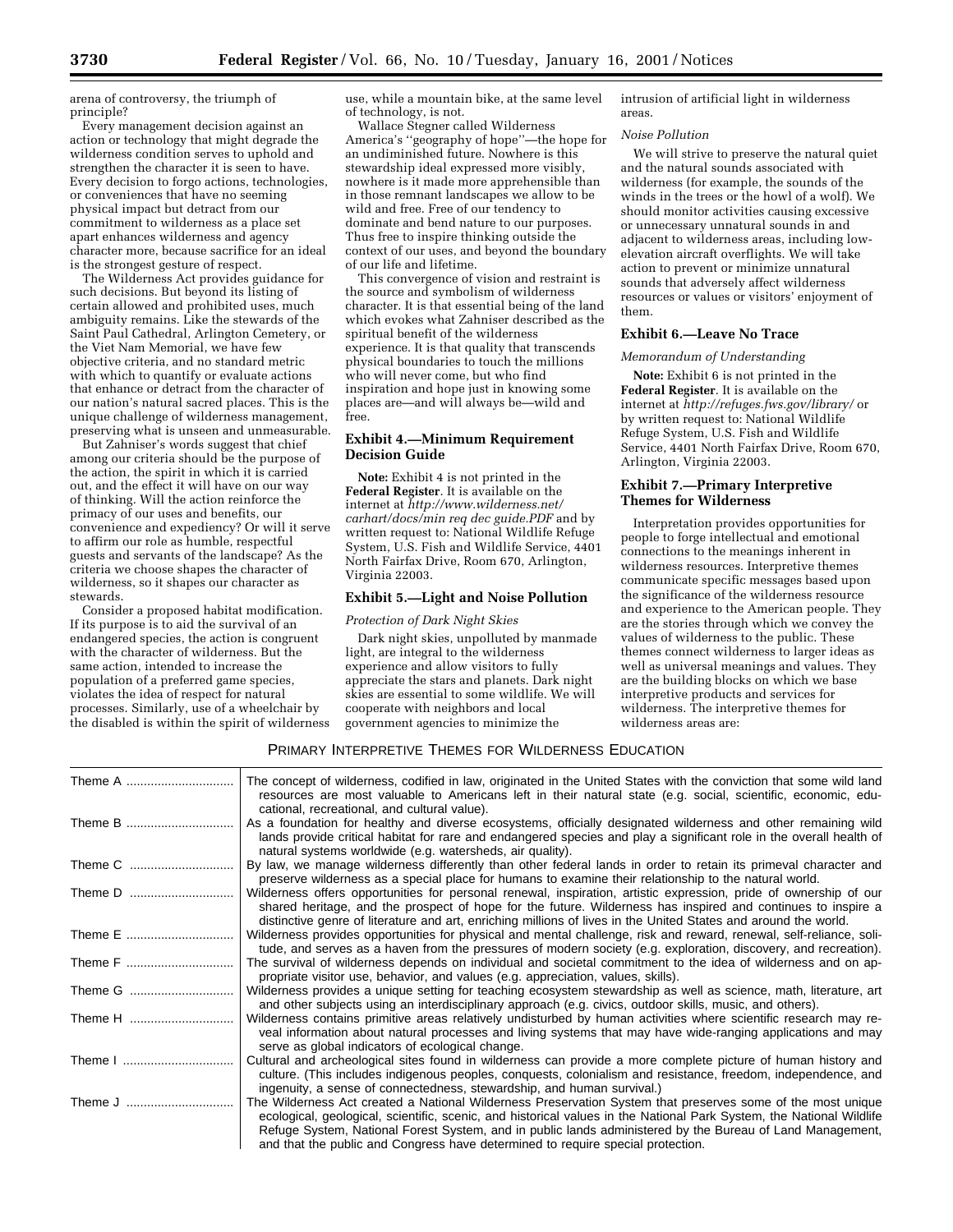arena of controversy, the triumph of principle?

Every management decision against an action or technology that might degrade the wilderness condition serves to uphold and strengthen the character it is seen to have. Every decision to forgo actions, technologies, or conveniences that have no seeming physical impact but detract from our commitment to wilderness as a place set apart enhances wilderness and agency character more, because sacrifice for an ideal is the strongest gesture of respect.

The Wilderness Act provides guidance for such decisions. But beyond its listing of certain allowed and prohibited uses, much ambiguity remains. Like the stewards of the Saint Paul Cathedral, Arlington Cemetery, or the Viet Nam Memorial, we have few objective criteria, and no standard metric with which to quantify or evaluate actions that enhance or detract from the character of our nation's natural sacred places. This is the unique challenge of wilderness management, preserving what is unseen and unmeasurable.

But Zahniser's words suggest that chief among our criteria should be the purpose of the action, the spirit in which it is carried out, and the effect it will have on our way of thinking. Will the action reinforce the primacy of our uses and benefits, our convenience and expediency? Or will it serve to affirm our role as humble, respectful guests and servants of the landscape? As the criteria we choose shapes the character of wilderness, so it shapes our character as stewards.

Consider a proposed habitat modification. If its purpose is to aid the survival of an endangered species, the action is congruent with the character of wilderness. But the same action, intended to increase the population of a preferred game species, violates the idea of respect for natural processes. Similarly, use of a wheelchair by the disabled is within the spirit of wilderness use, while a mountain bike, at the same level of technology, is not.

Wallace Stegner called Wilderness America's ''geography of hope''—the hope for an undiminished future. Nowhere is this stewardship ideal expressed more visibly, nowhere is it made more apprehensible than in those remnant landscapes we allow to be wild and free. Free of our tendency to dominate and bend nature to our purposes. Thus free to inspire thinking outside the context of our uses, and beyond the boundary of our life and lifetime.

This convergence of vision and restraint is the source and symbolism of wilderness character. It is that essential being of the land which evokes what Zahniser described as the spiritual benefit of the wilderness experience. It is that quality that transcends physical boundaries to touch the millions who will never come, but who find inspiration and hope just in knowing some places are—and will always be—wild and free.

## Exhibit 4.—Minimum Requirement Decision Guide

**Note:** Exhibit 4 is not printed in the **Federal Register**. It is available on the internet at *http://www.wilderness.net/carhart/docs/min req dec guide.PDF* and by written request to: National Wildlife Refuge System, U.S. Fish and Wildlife Service, 4401 North Fairfax Drive, Room 670, Arlington, Virginia 22003.

## Exhibit 5.—Light and Noise Pollution

*Protection of Dark Night Skies*

Dark night skies, unpolluted by manmade light, are integral to the wilderness experience and allow visitors to fully appreciate the stars and planets. Dark night skies are essential to some wildlife. We will cooperate with neighbors and local government agencies to minimize the intrusion of artificial light in wilderness areas.

*Noise Pollution*

We will strive to preserve the natural quiet and the natural sounds associated with wilderness (for example, the sounds of the winds in the trees or the howl of a wolf). We should monitor activities causing excessive or unnecessary unnatural sounds in and adjacent to wilderness areas, including low-elevation aircraft overflights. We will take action to prevent or minimize unnatural sounds that adversely affect wilderness resources or values or visitors' enjoyment of them.

## Exhibit 6.—Leave No Trace

*Memorandum of Understanding*

**Note:** Exhibit 6 is not printed in the **Federal Register**. It is available on the internet at *http://refuges.fws.gov/library/* or by written request to: National Wildlife Refuge System, U.S. Fish and Wildlife Service, 4401 North Fairfax Drive, Room 670, Arlington, Virginia 22003.

## Exhibit 7.—Primary Interpretive Themes for Wilderness

Interpretation provides opportunities for people to forge intellectual and emotional connections to the meanings inherent in wilderness resources. Interpretive themes communicate specific messages based upon the significance of the wilderness resource and experience to the American people. They are the stories through which we convey the values of wilderness to the public. These themes connect wilderness to larger ideas as well as universal meanings and values. They are the building blocks on which we base interpretive products and services for wilderness. The interpretive themes for wilderness areas are:

PRIMARY INTERPRETIVE THEMES FOR WILDERNESS EDUCATION

| | |
|---|---|
| Theme A | The concept of wilderness, codified in law, originated in the United States with the conviction that some wild land resources are most valuable to Americans left in their natural state (e.g. social, scientific, economic, educational, recreational, and cultural value). |
| Theme B | As a foundation for healthy and diverse ecosystems, officially designated wilderness and other remaining wild lands provide critical habitat for rare and endangered species and play a significant role in the overall health of natural systems worldwide (e.g. watersheds, air quality). |
| Theme C | By law, we manage wilderness differently than other federal lands in order to retain its primeval character and preserve wilderness as a special place for humans to examine their relationship to the natural world. |
| Theme D | Wilderness offers opportunities for personal renewal, inspiration, artistic expression, pride of ownership of our shared heritage, and the prospect of hope for the future. Wilderness has inspired and continues to inspire a distinctive genre of literature and art, enriching millions of lives in the United States and around the world. |
| Theme E | Wilderness provides opportunities for physical and mental challenge, risk and reward, renewal, self-reliance, solitude, and serves as a haven from the pressures of modern society (e.g. exploration, discovery, and recreation). |
| Theme F | The survival of wilderness depends on individual and societal commitment to the idea of wilderness and on appropriate visitor use, behavior, and values (e.g. appreciation, values, skills). |
| Theme G | Wilderness provides a unique setting for teaching ecosystem stewardship as well as science, math, literature, art and other subjects using an interdisciplinary approach (e.g. civics, outdoor skills, music, and others). |
| Theme H | Wilderness contains primitive areas relatively undisturbed by human activities where scientific research may reveal information about natural processes and living systems that may have wide-ranging applications and may serve as global indicators of ecological change. |
| Theme I | Cultural and archeological sites found in wilderness can provide a more complete picture of human history and culture. (This includes indigenous peoples, conquests, colonialism and resistance, freedom, independence, and ingenuity, a sense of connectedness, stewardship, and human survival.) |
| Theme J | The Wilderness Act created a National Wilderness Preservation System that preserves some of the most unique ecological, geological, scientific, scenic, and historical values in the National Park System, the National Wildlife Refuge System, National Forest System, and in public lands administered by the Bureau of Land Management, and that the public and Congress have determined to require special protection. |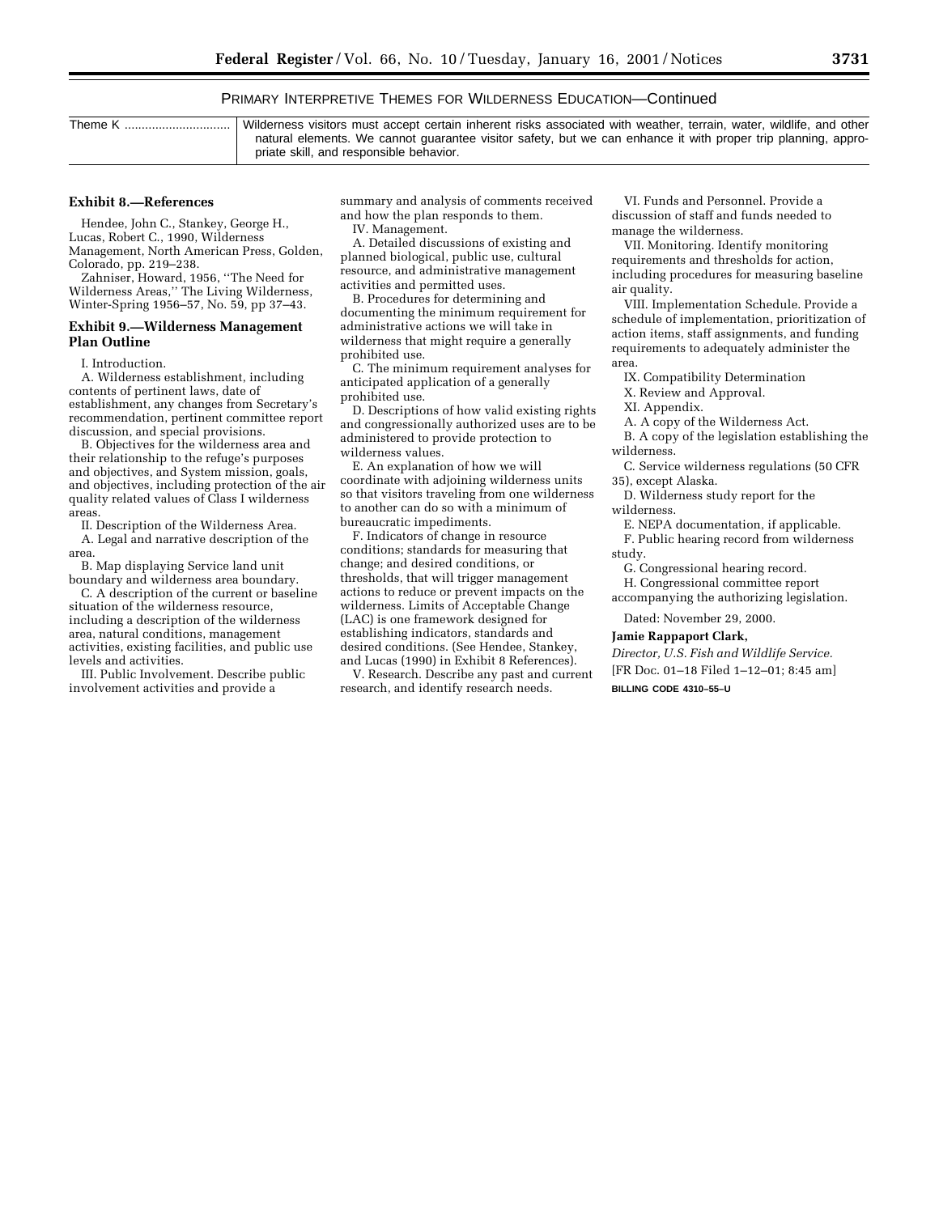PRIMARY INTERPRETIVE THEMES FOR WILDERNESS EDUCATION—Continued

| | |
|---|---|
| Theme K | Wilderness visitors must accept certain inherent risks associated with weather, terrain, water, wildlife, and other natural elements. We cannot guarantee visitor safety, but we can enhance it with proper trip planning, appropriate skill, and responsible behavior. |

### Exhibit 8.—References

Hendee, John C., Stankey, George H., Lucas, Robert C., 1990, Wilderness Management, North American Press, Golden, Colorado, pp. 219–238.

Zahniser, Howard, 1956, ''The Need for Wilderness Areas,'' The Living Wilderness, Winter-Spring 1956–57, No. 59, pp 37–43.

### Exhibit 9.—Wilderness Management Plan Outline

I. Introduction.

A. Wilderness establishment, including contents of pertinent laws, date of establishment, any changes from Secretary's recommendation, pertinent committee report discussion, and special provisions.

B. Objectives for the wilderness area and their relationship to the refuge's purposes and objectives, and System mission, goals, and objectives, including protection of the air quality related values of Class I wilderness areas.

II. Description of the Wilderness Area.

A. Legal and narrative description of the area.

B. Map displaying Service land unit boundary and wilderness area boundary.

C. A description of the current or baseline situation of the wilderness resource, including a description of the wilderness area, natural conditions, management activities, existing facilities, and public use levels and activities.

III. Public Involvement. Describe public involvement activities and provide a summary and analysis of comments received and how the plan responds to them.

IV. Management.

A. Detailed discussions of existing and planned biological, public use, cultural resource, and administrative management activities and permitted uses.

B. Procedures for determining and documenting the minimum requirement for administrative actions we will take in wilderness that might require a generally prohibited use.

C. The minimum requirement analyses for anticipated application of a generally prohibited use.

D. Descriptions of how valid existing rights and congressionally authorized uses are to be administered to provide protection to wilderness values.

E. An explanation of how we will coordinate with adjoining wilderness units so that visitors traveling from one wilderness to another can do so with a minimum of bureaucratic impediments.

F. Indicators of change in resource conditions; standards for measuring that change; and desired conditions, or thresholds, that will trigger management actions to reduce or prevent impacts on the wilderness. Limits of Acceptable Change (LAC) is one framework designed for establishing indicators, standards and desired conditions. (See Hendee, Stankey, and Lucas (1990) in Exhibit 8 References).

V. Research. Describe any past and current research, and identify research needs.

VI. Funds and Personnel. Provide a discussion of staff and funds needed to manage the wilderness.

VII. Monitoring. Identify monitoring requirements and thresholds for action, including procedures for measuring baseline air quality.

VIII. Implementation Schedule. Provide a schedule of implementation, prioritization of action items, staff assignments, and funding requirements to adequately administer the area.

IX. Compatibility Determination

X. Review and Approval.

XI. Appendix.

A. A copy of the Wilderness Act.

B. A copy of the legislation establishing the wilderness.

C. Service wilderness regulations (50 CFR 35), except Alaska.

D. Wilderness study report for the wilderness.

E. NEPA documentation, if applicable.

F. Public hearing record from wilderness study.

G. Congressional hearing record.

H. Congressional committee report accompanying the authorizing legislation.

Dated: November 29, 2000.

**Jamie Rappaport Clark,**

*Director, U.S. Fish and Wildlife Service.*

[FR Doc. 01–18 Filed 1–12–01; 8:45 am]

BILLING CODE 4310–55–U